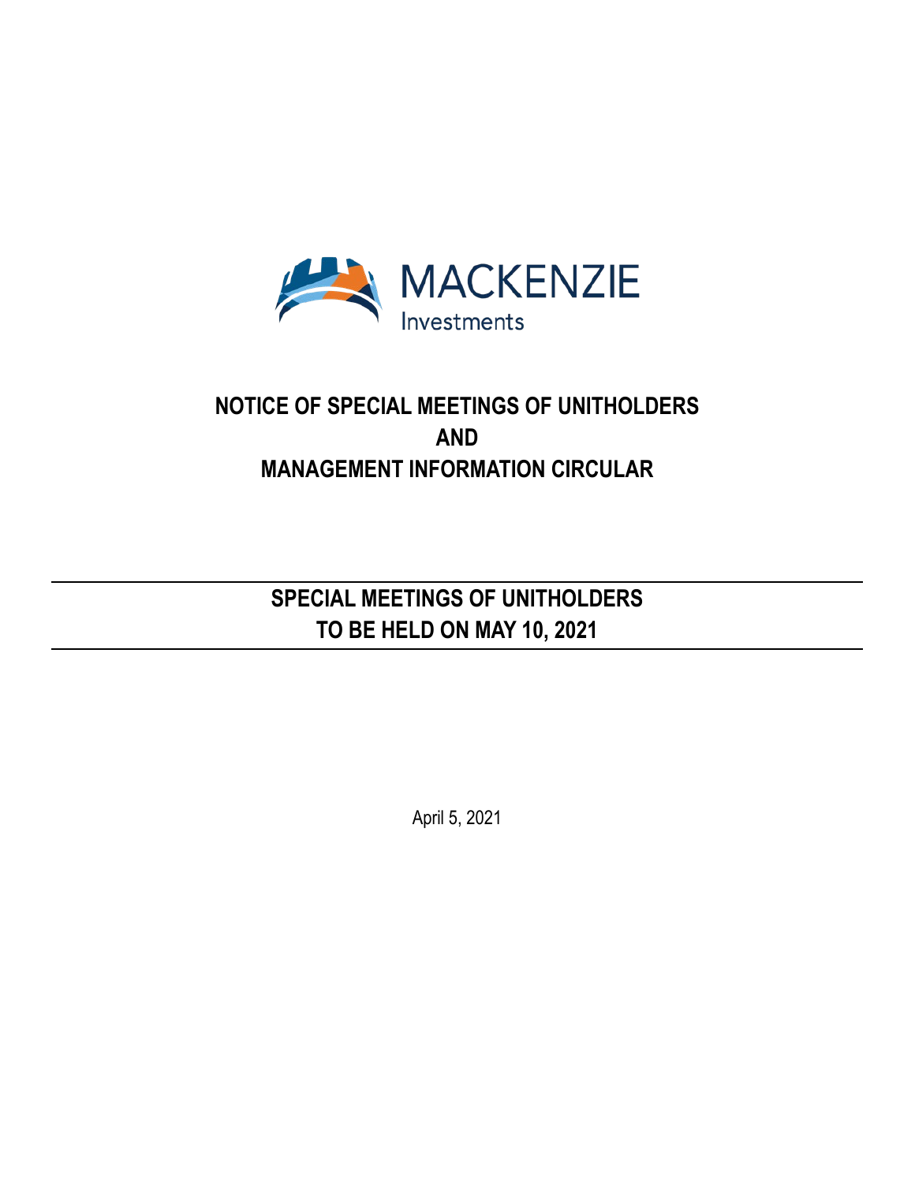MACKENZIE
Investments

# NOTICE OF SPECIAL MEETINGS OF UNITHOLDERS AND MANAGEMENT INFORMATION CIRCULAR

## SPECIAL MEETINGS OF UNITHOLDERS TO BE HELD ON MAY 10, 2021

April 5, 2021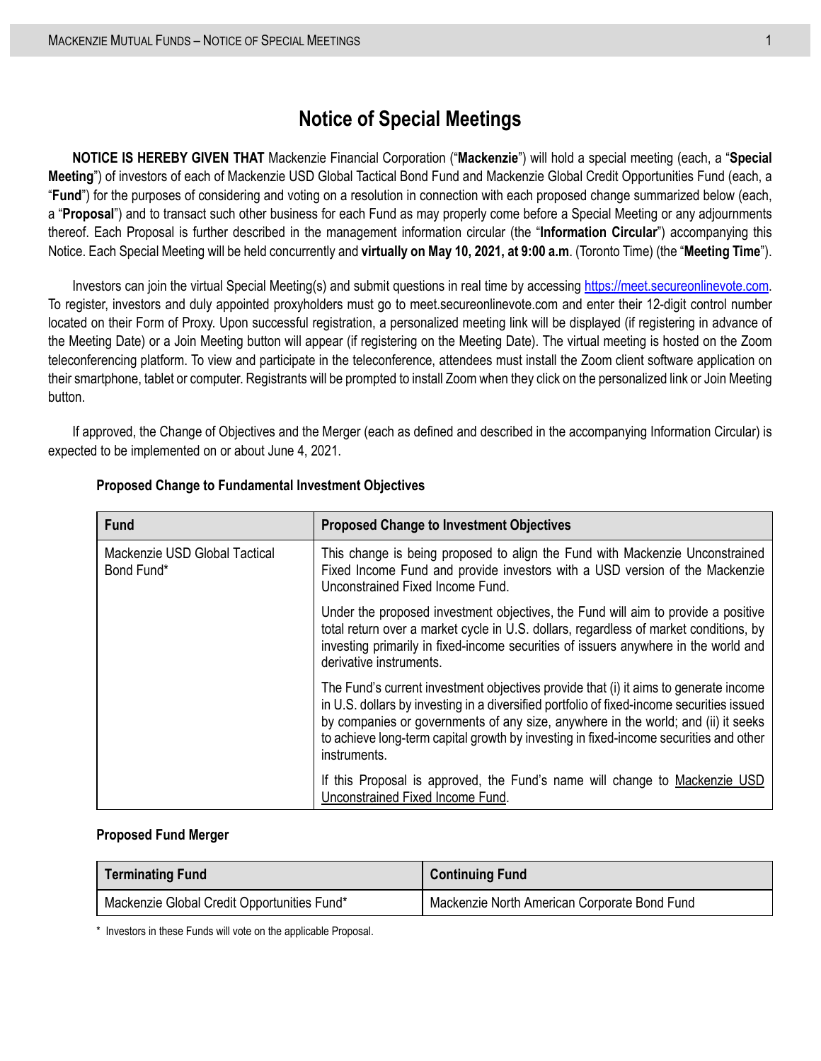# Notice of Special Meetings

**NOTICE IS HEREBY GIVEN THAT** Mackenzie Financial Corporation ("**Mackenzie**") will hold a special meeting (each, a "**Special Meeting**") of investors of each of Mackenzie USD Global Tactical Bond Fund and Mackenzie Global Credit Opportunities Fund (each, a "**Fund**") for the purposes of considering and voting on a resolution in connection with each proposed change summarized below (each, a "**Proposal**") and to transact such other business for each Fund as may properly come before a Special Meeting or any adjournments thereof. Each Proposal is further described in the management information circular (the "**Information Circular**") accompanying this Notice. Each Special Meeting will be held concurrently and **virtually on May 10, 2021, at 9:00 a.m**. (Toronto Time) (the "**Meeting Time**").

Investors can join the virtual Special Meeting(s) and submit questions in real time by accessing https://meet.secureonlinevote.com. To register, investors and duly appointed proxyholders must go to meet.secureonlinevote.com and enter their 12-digit control number located on their Form of Proxy. Upon successful registration, a personalized meeting link will be displayed (if registering in advance of the Meeting Date) or a Join Meeting button will appear (if registering on the Meeting Date). The virtual meeting is hosted on the Zoom teleconferencing platform. To view and participate in the teleconference, attendees must install the Zoom client software application on their smartphone, tablet or computer. Registrants will be prompted to install Zoom when they click on the personalized link or Join Meeting button.

If approved, the Change of Objectives and the Merger (each as defined and described in the accompanying Information Circular) is expected to be implemented on or about June 4, 2021.

**Proposed Change to Fundamental Investment Objectives**

| Fund | Proposed Change to Investment Objectives |
| --- | --- |
| Mackenzie USD Global Tactical Bond Fund* | This change is being proposed to align the Fund with Mackenzie Unconstrained Fixed Income Fund and provide investors with a USD version of the Mackenzie Unconstrained Fixed Income Fund.<br><br>Under the proposed investment objectives, the Fund will aim to provide a positive total return over a market cycle in U.S. dollars, regardless of market conditions, by investing primarily in fixed-income securities of issuers anywhere in the world and derivative instruments.<br><br>The Fund's current investment objectives provide that (i) it aims to generate income in U.S. dollars by investing in a diversified portfolio of fixed-income securities issued by companies or governments of any size, anywhere in the world; and (ii) it seeks to achieve long-term capital growth by investing in fixed-income securities and other instruments.<br><br>If this Proposal is approved, the Fund's name will change to Mackenzie USD Unconstrained Fixed Income Fund. |

**Proposed Fund Merger**

| Terminating Fund | Continuing Fund |
| --- | --- |
| Mackenzie Global Credit Opportunities Fund* | Mackenzie North American Corporate Bond Fund |

* Investors in these Funds will vote on the applicable Proposal.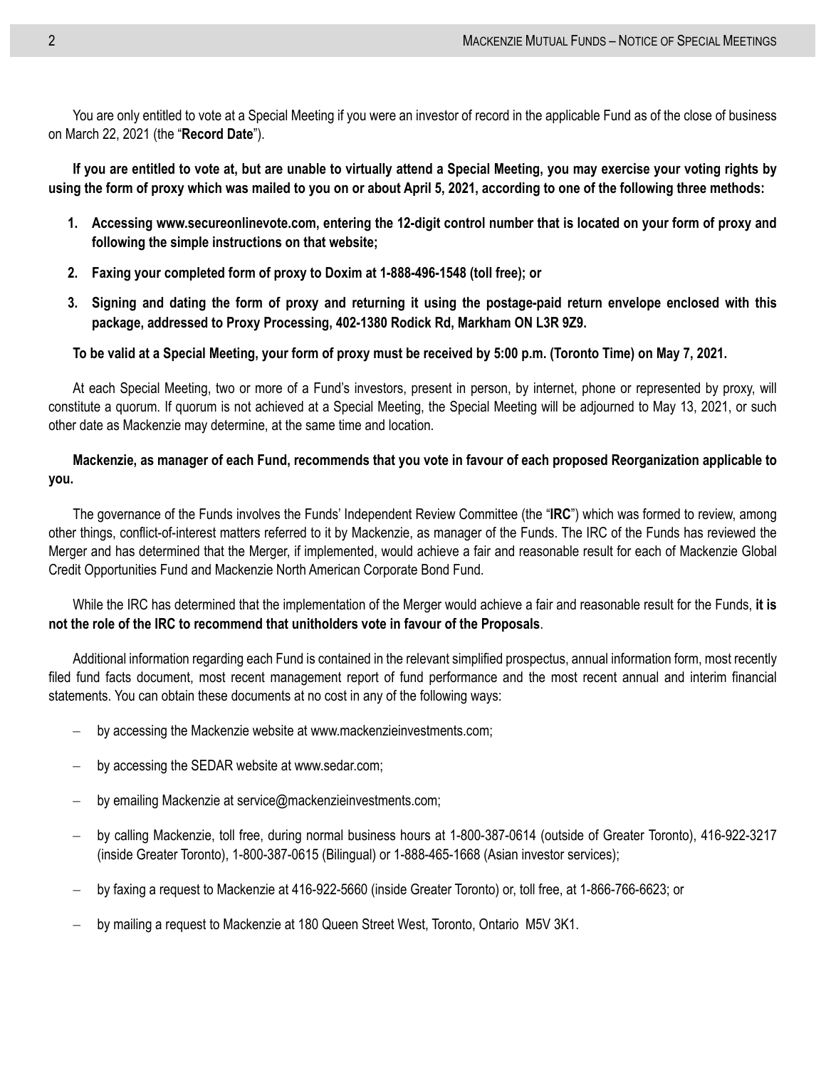You are only entitled to vote at a Special Meeting if you were an investor of record in the applicable Fund as of the close of business on March 22, 2021 (the "**Record Date**").

**If you are entitled to vote at, but are unable to virtually attend a Special Meeting, you may exercise your voting rights by using the form of proxy which was mailed to you on or about April 5, 2021, according to one of the following three methods:**

1. **Accessing www.secureonlinevote.com, entering the 12-digit control number that is located on your form of proxy and following the simple instructions on that website;**
2. **Faxing your completed form of proxy to Doxim at 1-888-496-1548 (toll free); or**
3. **Signing and dating the form of proxy and returning it using the postage-paid return envelope enclosed with this package, addressed to Proxy Processing, 402-1380 Rodick Rd, Markham ON L3R 9Z9.**

**To be valid at a Special Meeting, your form of proxy must be received by 5:00 p.m. (Toronto Time) on May 7, 2021.**

At each Special Meeting, two or more of a Fund's investors, present in person, by internet, phone or represented by proxy, will constitute a quorum. If quorum is not achieved at a Special Meeting, the Special Meeting will be adjourned to May 13, 2021, or such other date as Mackenzie may determine, at the same time and location.

**Mackenzie, as manager of each Fund, recommends that you vote in favour of each proposed Reorganization applicable to you.**

The governance of the Funds involves the Funds' Independent Review Committee (the "**IRC**") which was formed to review, among other things, conflict-of-interest matters referred to it by Mackenzie, as manager of the Funds. The IRC of the Funds has reviewed the Merger and has determined that the Merger, if implemented, would achieve a fair and reasonable result for each of Mackenzie Global Credit Opportunities Fund and Mackenzie North American Corporate Bond Fund.

While the IRC has determined that the implementation of the Merger would achieve a fair and reasonable result for the Funds, **it is not the role of the IRC to recommend that unitholders vote in favour of the Proposals**.

Additional information regarding each Fund is contained in the relevant simplified prospectus, annual information form, most recently filed fund facts document, most recent management report of fund performance and the most recent annual and interim financial statements. You can obtain these documents at no cost in any of the following ways:

- by accessing the Mackenzie website at www.mackenzieinvestments.com;
- by accessing the SEDAR website at www.sedar.com;
- by emailing Mackenzie at service@mackenzieinvestments.com;
- by calling Mackenzie, toll free, during normal business hours at 1-800-387-0614 (outside of Greater Toronto), 416-922-3217 (inside Greater Toronto), 1-800-387-0615 (Bilingual) or 1-888-465-1668 (Asian investor services);
- by faxing a request to Mackenzie at 416-922-5660 (inside Greater Toronto) or, toll free, at 1-866-766-6623; or
- by mailing a request to Mackenzie at 180 Queen Street West, Toronto, Ontario M5V 3K1.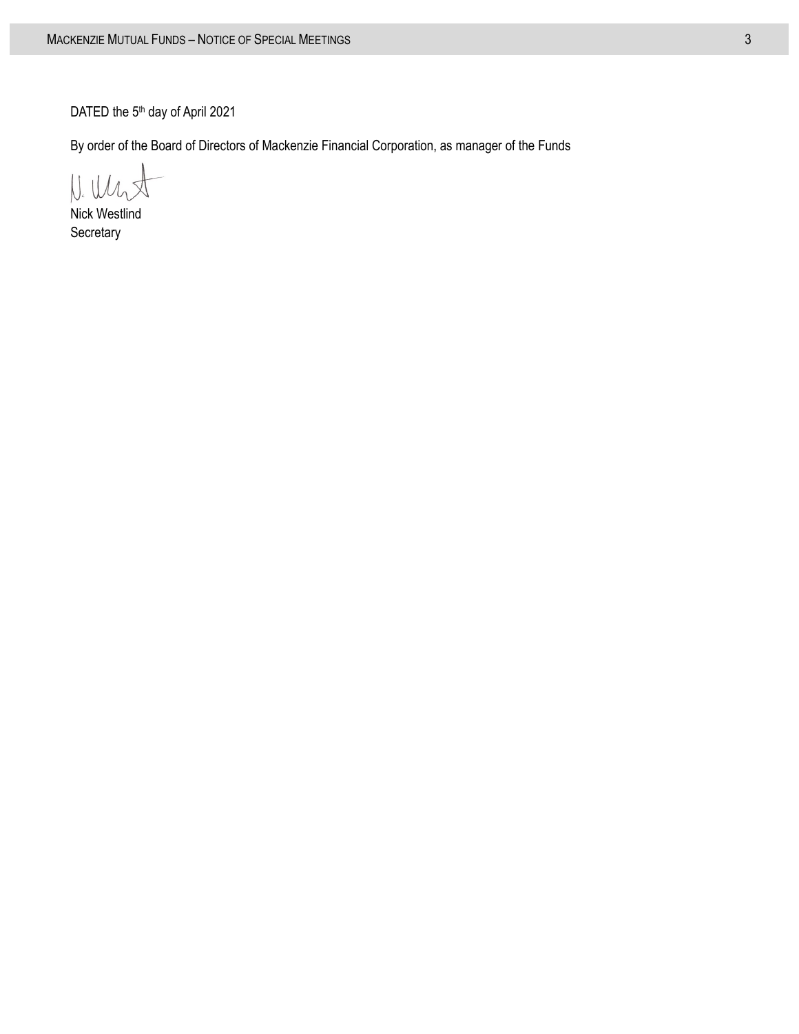DATED the 5th day of April 2021

By order of the Board of Directors of Mackenzie Financial Corporation, as manager of the Funds

Nick Westlind
Secretary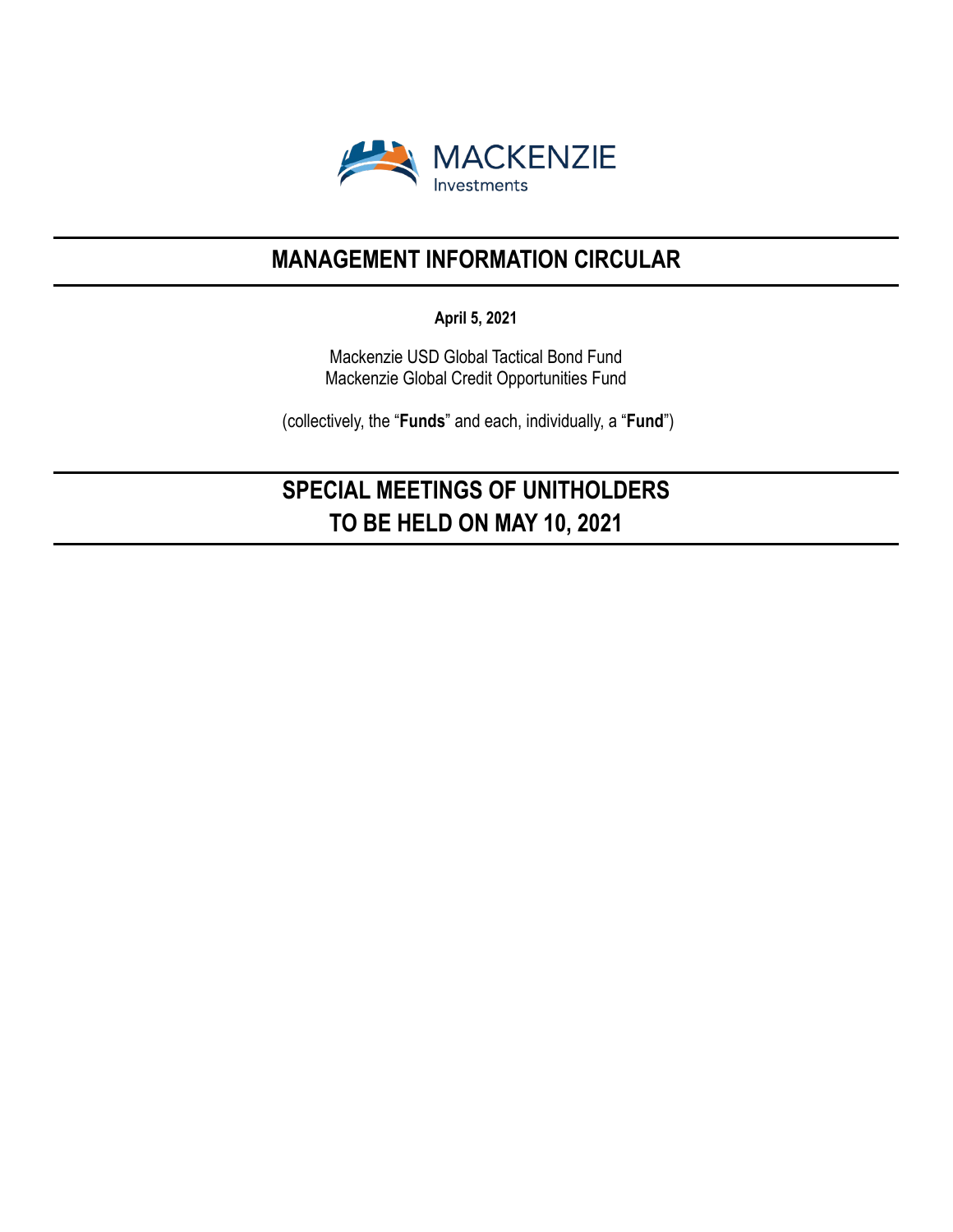MACKENZIE
Investments

# MANAGEMENT INFORMATION CIRCULAR

**April 5, 2021**

Mackenzie USD Global Tactical Bond Fund
Mackenzie Global Credit Opportunities Fund

(collectively, the "**Funds**" and each, individually, a "**Fund**")

# SPECIAL MEETINGS OF UNITHOLDERS
# TO BE HELD ON MAY 10, 2021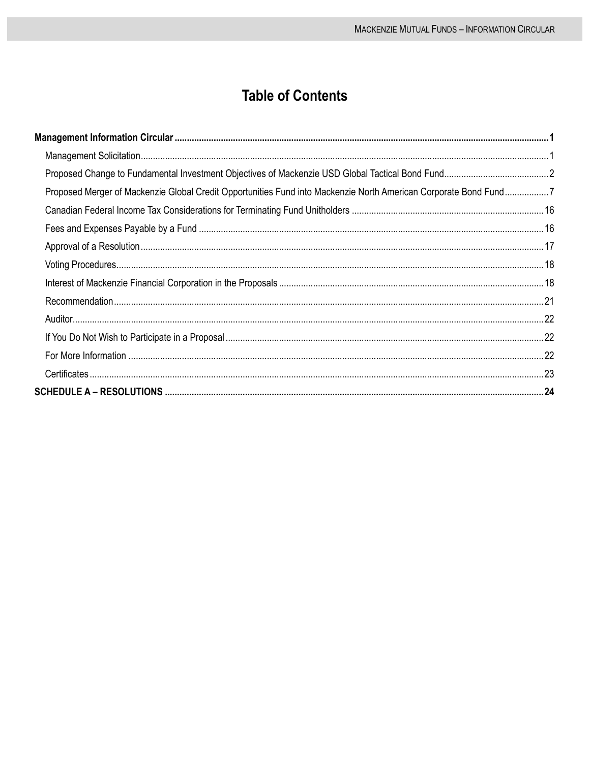# Table of Contents

**Management Information Circular** .......... **1**

- Management Solicitation .......... 1
- Proposed Change to Fundamental Investment Objectives of Mackenzie USD Global Tactical Bond Fund .......... 2
- Proposed Merger of Mackenzie Global Credit Opportunities Fund into Mackenzie North American Corporate Bond Fund .......... 7
- Canadian Federal Income Tax Considerations for Terminating Fund Unitholders .......... 16
- Fees and Expenses Payable by a Fund .......... 16
- Approval of a Resolution .......... 17
- Voting Procedures .......... 18
- Interest of Mackenzie Financial Corporation in the Proposals .......... 18
- Recommendation .......... 21
- Auditor .......... 22
- If You Do Not Wish to Participate in a Proposal .......... 22
- For More Information .......... 22
- Certificates .......... 23

**SCHEDULE A – RESOLUTIONS** .......... **24**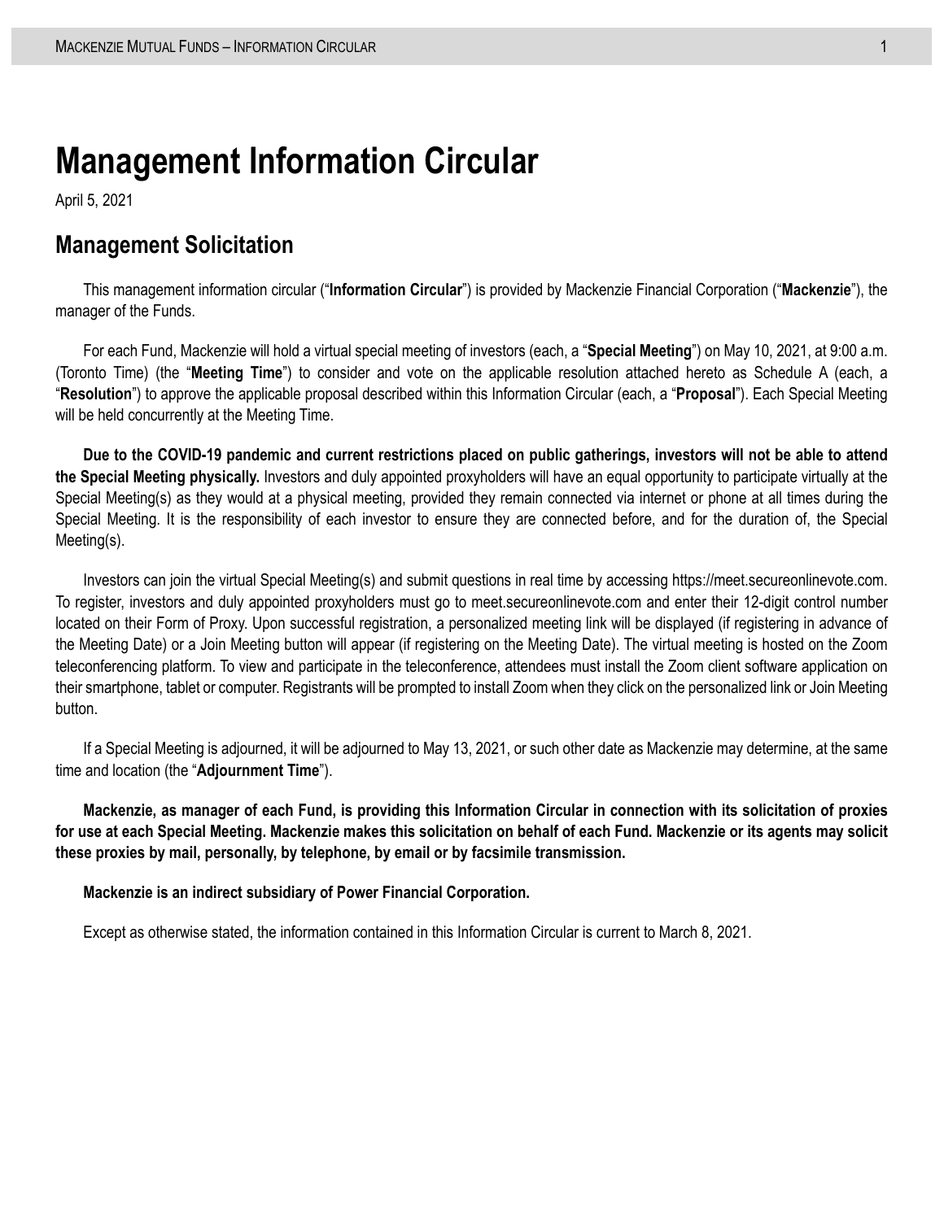# Management Information Circular

April 5, 2021

## Management Solicitation

This management information circular ("**Information Circular**") is provided by Mackenzie Financial Corporation ("**Mackenzie**"), the manager of the Funds.

For each Fund, Mackenzie will hold a virtual special meeting of investors (each, a "**Special Meeting**") on May 10, 2021, at 9:00 a.m. (Toronto Time) (the "**Meeting Time**") to consider and vote on the applicable resolution attached hereto as Schedule A (each, a "**Resolution**") to approve the applicable proposal described within this Information Circular (each, a "**Proposal**"). Each Special Meeting will be held concurrently at the Meeting Time.

**Due to the COVID-19 pandemic and current restrictions placed on public gatherings, investors will not be able to attend the Special Meeting physically.** Investors and duly appointed proxyholders will have an equal opportunity to participate virtually at the Special Meeting(s) as they would at a physical meeting, provided they remain connected via internet or phone at all times during the Special Meeting. It is the responsibility of each investor to ensure they are connected before, and for the duration of, the Special Meeting(s).

Investors can join the virtual Special Meeting(s) and submit questions in real time by accessing https://meet.secureonlinevote.com. To register, investors and duly appointed proxyholders must go to meet.secureonlinevote.com and enter their 12-digit control number located on their Form of Proxy. Upon successful registration, a personalized meeting link will be displayed (if registering in advance of the Meeting Date) or a Join Meeting button will appear (if registering on the Meeting Date). The virtual meeting is hosted on the Zoom teleconferencing platform. To view and participate in the teleconference, attendees must install the Zoom client software application on their smartphone, tablet or computer. Registrants will be prompted to install Zoom when they click on the personalized link or Join Meeting button.

If a Special Meeting is adjourned, it will be adjourned to May 13, 2021, or such other date as Mackenzie may determine, at the same time and location (the "**Adjournment Time**").

**Mackenzie, as manager of each Fund, is providing this Information Circular in connection with its solicitation of proxies for use at each Special Meeting. Mackenzie makes this solicitation on behalf of each Fund. Mackenzie or its agents may solicit these proxies by mail, personally, by telephone, by email or by facsimile transmission.**

**Mackenzie is an indirect subsidiary of Power Financial Corporation.**

Except as otherwise stated, the information contained in this Information Circular is current to March 8, 2021.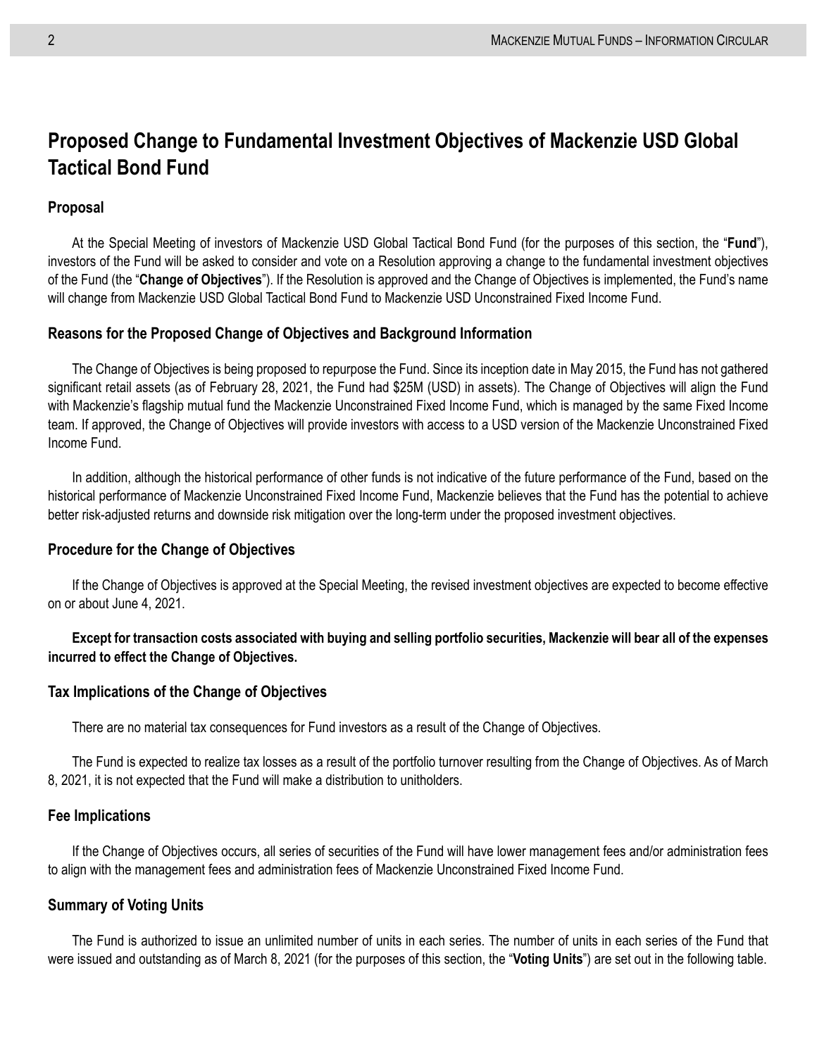# Proposed Change to Fundamental Investment Objectives of Mackenzie USD Global Tactical Bond Fund

### Proposal

At the Special Meeting of investors of Mackenzie USD Global Tactical Bond Fund (for the purposes of this section, the "**Fund**"), investors of the Fund will be asked to consider and vote on a Resolution approving a change to the fundamental investment objectives of the Fund (the "**Change of Objectives**"). If the Resolution is approved and the Change of Objectives is implemented, the Fund's name will change from Mackenzie USD Global Tactical Bond Fund to Mackenzie USD Unconstrained Fixed Income Fund.

### Reasons for the Proposed Change of Objectives and Background Information

The Change of Objectives is being proposed to repurpose the Fund. Since its inception date in May 2015, the Fund has not gathered significant retail assets (as of February 28, 2021, the Fund had $25M (USD) in assets). The Change of Objectives will align the Fund with Mackenzie's flagship mutual fund the Mackenzie Unconstrained Fixed Income Fund, which is managed by the same Fixed Income team. If approved, the Change of Objectives will provide investors with access to a USD version of the Mackenzie Unconstrained Fixed Income Fund.

In addition, although the historical performance of other funds is not indicative of the future performance of the Fund, based on the historical performance of Mackenzie Unconstrained Fixed Income Fund, Mackenzie believes that the Fund has the potential to achieve better risk-adjusted returns and downside risk mitigation over the long-term under the proposed investment objectives.

### Procedure for the Change of Objectives

If the Change of Objectives is approved at the Special Meeting, the revised investment objectives are expected to become effective on or about June 4, 2021.

**Except for transaction costs associated with buying and selling portfolio securities, Mackenzie will bear all of the expenses incurred to effect the Change of Objectives.**

### Tax Implications of the Change of Objectives

There are no material tax consequences for Fund investors as a result of the Change of Objectives.

The Fund is expected to realize tax losses as a result of the portfolio turnover resulting from the Change of Objectives. As of March 8, 2021, it is not expected that the Fund will make a distribution to unitholders.

### Fee Implications

If the Change of Objectives occurs, all series of securities of the Fund will have lower management fees and/or administration fees to align with the management fees and administration fees of Mackenzie Unconstrained Fixed Income Fund.

### Summary of Voting Units

The Fund is authorized to issue an unlimited number of units in each series. The number of units in each series of the Fund that were issued and outstanding as of March 8, 2021 (for the purposes of this section, the "**Voting Units**") are set out in the following table.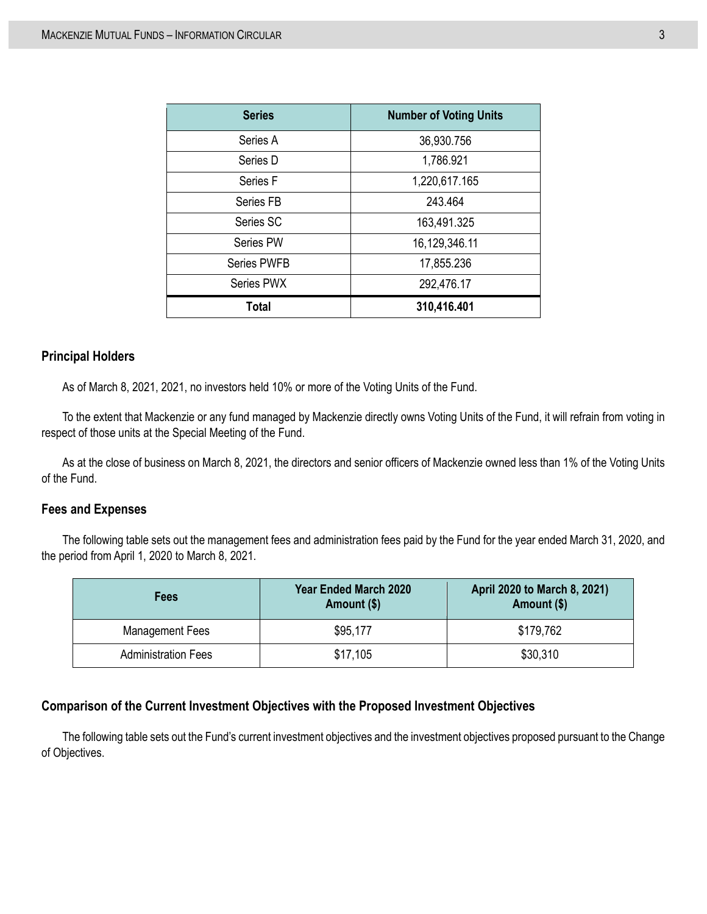| Series | Number of Voting Units |
| --- | --- |
| Series A | 36,930.756 |
| Series D | 1,786.921 |
| Series F | 1,220,617.165 |
| Series FB | 243.464 |
| Series SC | 163,491.325 |
| Series PW | 16,129,346.11 |
| Series PWFB | 17,855.236 |
| Series PWX | 292,476.17 |
| **Total** | **310,416.401** |

### Principal Holders

As of March 8, 2021, 2021, no investors held 10% or more of the Voting Units of the Fund.

To the extent that Mackenzie or any fund managed by Mackenzie directly owns Voting Units of the Fund, it will refrain from voting in respect of those units at the Special Meeting of the Fund.

As at the close of business on March 8, 2021, the directors and senior officers of Mackenzie owned less than 1% of the Voting Units of the Fund.

### Fees and Expenses

The following table sets out the management fees and administration fees paid by the Fund for the year ended March 31, 2020, and the period from April 1, 2020 to March 8, 2021.

| Fees | Year Ended March 2020 Amount ($) | April 2020 to March 8, 2021) Amount ($) |
| --- | --- | --- |
| Management Fees | $95,177 | $179,762 |
| Administration Fees | $17,105 | $30,310 |

### Comparison of the Current Investment Objectives with the Proposed Investment Objectives

The following table sets out the Fund's current investment objectives and the investment objectives proposed pursuant to the Change of Objectives.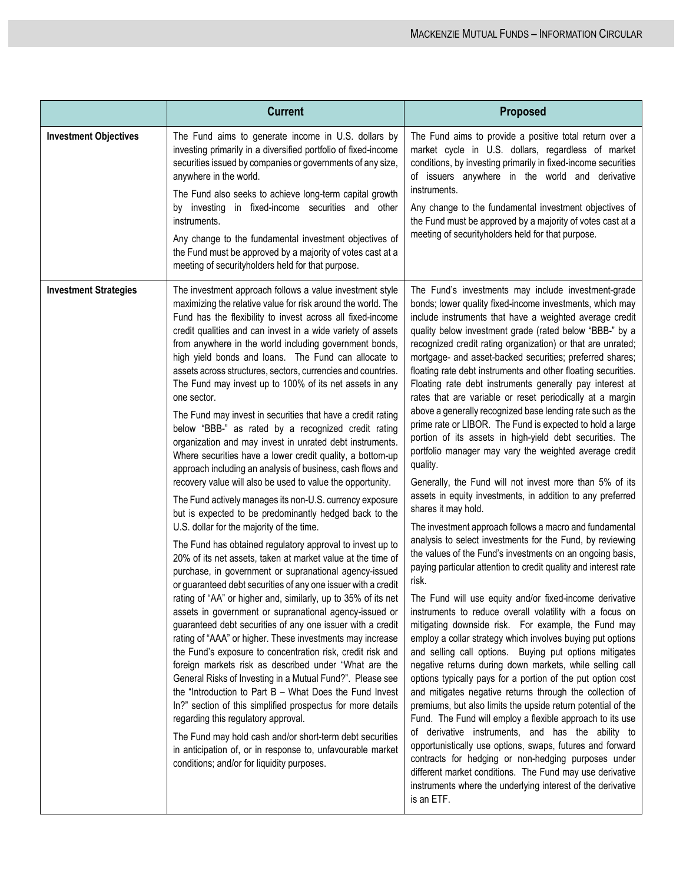| | Current | Proposed |
|---|---|---|
| **Investment Objectives** | The Fund aims to generate income in U.S. dollars by investing primarily in a diversified portfolio of fixed-income securities issued by companies or governments of any size, anywhere in the world.<br><br>The Fund also seeks to achieve long-term capital growth by investing in fixed-income securities and other instruments.<br><br>Any change to the fundamental investment objectives of the Fund must be approved by a majority of votes cast at a meeting of securityholders held for that purpose. | The Fund aims to provide a positive total return over a market cycle in U.S. dollars, regardless of market conditions, by investing primarily in fixed-income securities of issuers anywhere in the world and derivative instruments.<br><br>Any change to the fundamental investment objectives of the Fund must be approved by a majority of votes cast at a meeting of securityholders held for that purpose. |
| **Investment Strategies** | The investment approach follows a value investment style maximizing the relative value for risk around the world. The Fund has the flexibility to invest across all fixed-income credit qualities and can invest in a wide variety of assets from anywhere in the world including government bonds, high yield bonds and loans. The Fund can allocate to assets across structures, sectors, currencies and countries. The Fund may invest up to 100% of its net assets in any one sector.<br><br>The Fund may invest in securities that have a credit rating below "BBB-" as rated by a recognized credit rating organization and may invest in unrated debt instruments. Where securities have a lower credit quality, a bottom-up approach including an analysis of business, cash flows and recovery value will also be used to value the opportunity.<br><br>The Fund actively manages its non-U.S. currency exposure but is expected to be predominantly hedged back to the U.S. dollar for the majority of the time.<br><br>The Fund has obtained regulatory approval to invest up to 20% of its net assets, taken at market value at the time of purchase, in government or supranational agency-issued or guaranteed debt securities of any one issuer with a credit rating of "AA" or higher and, similarly, up to 35% of its net assets in government or supranational agency-issued or guaranteed debt securities of any one issuer with a credit rating of "AAA" or higher. These investments may increase the Fund's exposure to concentration risk, credit risk and foreign markets risk as described under "What are the General Risks of Investing in a Mutual Fund?". Please see the "Introduction to Part B – What Does the Fund Invest In?" section of this simplified prospectus for more details regarding this regulatory approval.<br><br>The Fund may hold cash and/or short-term debt securities in anticipation of, or in response to, unfavourable market conditions; and/or for liquidity purposes. | The Fund's investments may include investment-grade bonds; lower quality fixed-income investments, which may include instruments that have a weighted average credit quality below investment grade (rated below "BBB-" by a recognized credit rating organization) or that are unrated; mortgage- and asset-backed securities; preferred shares; floating rate debt instruments and other floating securities. Floating rate debt instruments generally pay interest at rates that are variable or reset periodically at a margin above a generally recognized base lending rate such as the prime rate or LIBOR. The Fund is expected to hold a large portion of its assets in high-yield debt securities. The portfolio manager may vary the weighted average credit quality.<br><br>Generally, the Fund will not invest more than 5% of its assets in equity investments, in addition to any preferred shares it may hold.<br><br>The investment approach follows a macro and fundamental analysis to select investments for the Fund, by reviewing the values of the Fund's investments on an ongoing basis, paying particular attention to credit quality and interest rate risk.<br><br>The Fund will use equity and/or fixed-income derivative instruments to reduce overall volatility with a focus on mitigating downside risk. For example, the Fund may employ a collar strategy which involves buying put options and selling call options. Buying put options mitigates negative returns during down markets, while selling call options typically pays for a portion of the put option cost and mitigates negative returns through the collection of premiums, but also limits the upside return potential of the Fund. The Fund will employ a flexible approach to its use of derivative instruments, and has the ability to opportunistically use options, swaps, futures and forward contracts for hedging or non-hedging purposes under different market conditions. The Fund may use derivative instruments where the underlying interest of the derivative is an ETF. |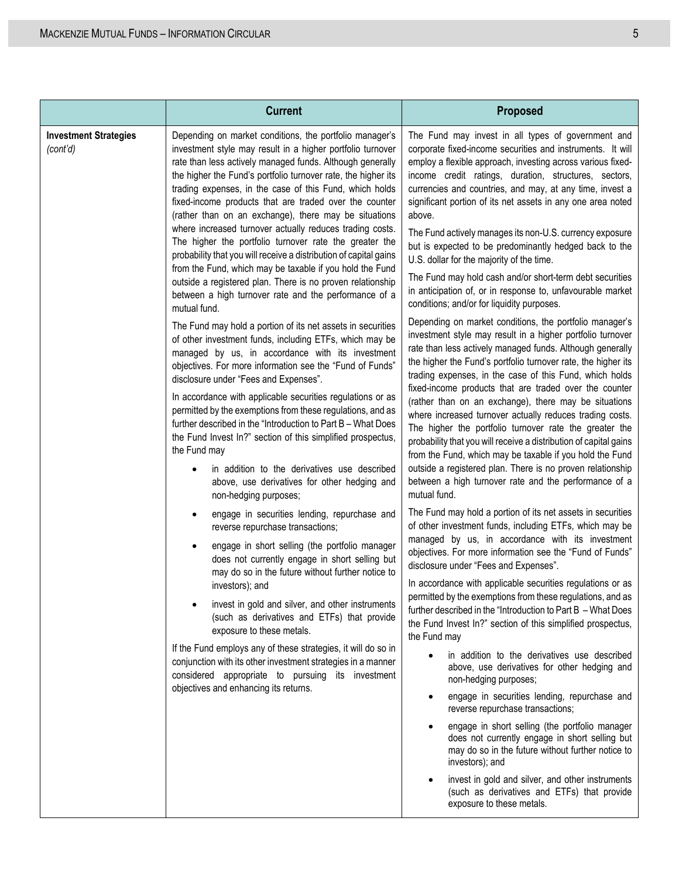| | Current | Proposed |
|---|---|---|
| **Investment Strategies** *(cont'd)* | Depending on market conditions, the portfolio manager's investment style may result in a higher portfolio turnover rate than less actively managed funds. Although generally the higher the Fund's portfolio turnover rate, the higher its trading expenses, in the case of this Fund, which holds fixed-income products that are traded over the counter (rather than on an exchange), there may be situations where increased turnover actually reduces trading costs. The higher the portfolio turnover rate the greater the probability that you will receive a distribution of capital gains from the Fund, which may be taxable if you hold the Fund outside a registered plan. There is no proven relationship between a high turnover rate and the performance of a mutual fund.<br><br>The Fund may hold a portion of its net assets in securities of other investment funds, including ETFs, which may be managed by us, in accordance with its investment objectives. For more information see the "Fund of Funds" disclosure under "Fees and Expenses".<br><br>In accordance with applicable securities regulations or as permitted by the exemptions from these regulations, and as further described in the "Introduction to Part B – What Does the Fund Invest In?" section of this simplified prospectus, the Fund may<br>• in addition to the derivatives use described above, use derivatives for other hedging and non-hedging purposes;<br>• engage in securities lending, repurchase and reverse repurchase transactions;<br>• engage in short selling (the portfolio manager does not currently engage in short selling but may do so in the future without further notice to investors); and<br>• invest in gold and silver, and other instruments (such as derivatives and ETFs) that provide exposure to these metals.<br><br>If the Fund employs any of these strategies, it will do so in conjunction with its other investment strategies in a manner considered appropriate to pursuing its investment objectives and enhancing its returns. | The Fund may invest in all types of government and corporate fixed-income securities and instruments. It will employ a flexible approach, investing across various fixed-income credit ratings, duration, structures, sectors, currencies and countries, and may, at any time, invest a significant portion of its net assets in any one area noted above.<br><br>The Fund actively manages its non-U.S. currency exposure but is expected to be predominantly hedged back to the U.S. dollar for the majority of the time.<br><br>The Fund may hold cash and/or short-term debt securities in anticipation of, or in response to, unfavourable market conditions; and/or for liquidity purposes.<br><br>Depending on market conditions, the portfolio manager's investment style may result in a higher portfolio turnover rate than less actively managed funds. Although generally the higher the Fund's portfolio turnover rate, the higher its trading expenses, in the case of this Fund, which holds fixed-income products that are traded over the counter (rather than on an exchange), there may be situations where increased turnover actually reduces trading costs. The higher the portfolio turnover rate the greater the probability that you will receive a distribution of capital gains from the Fund, which may be taxable if you hold the Fund outside a registered plan. There is no proven relationship between a high turnover rate and the performance of a mutual fund.<br><br>The Fund may hold a portion of its net assets in securities of other investment funds, including ETFs, which may be managed by us, in accordance with its investment objectives. For more information see the "Fund of Funds" disclosure under "Fees and Expenses".<br><br>In accordance with applicable securities regulations or as permitted by the exemptions from these regulations, and as further described in the "Introduction to Part B – What Does the Fund Invest In?" section of this simplified prospectus, the Fund may<br>• in addition to the derivatives use described above, use derivatives for other hedging and non-hedging purposes;<br>• engage in securities lending, repurchase and reverse repurchase transactions;<br>• engage in short selling (the portfolio manager does not currently engage in short selling but may do so in the future without further notice to investors); and<br>• invest in gold and silver, and other instruments (such as derivatives and ETFs) that provide exposure to these metals. |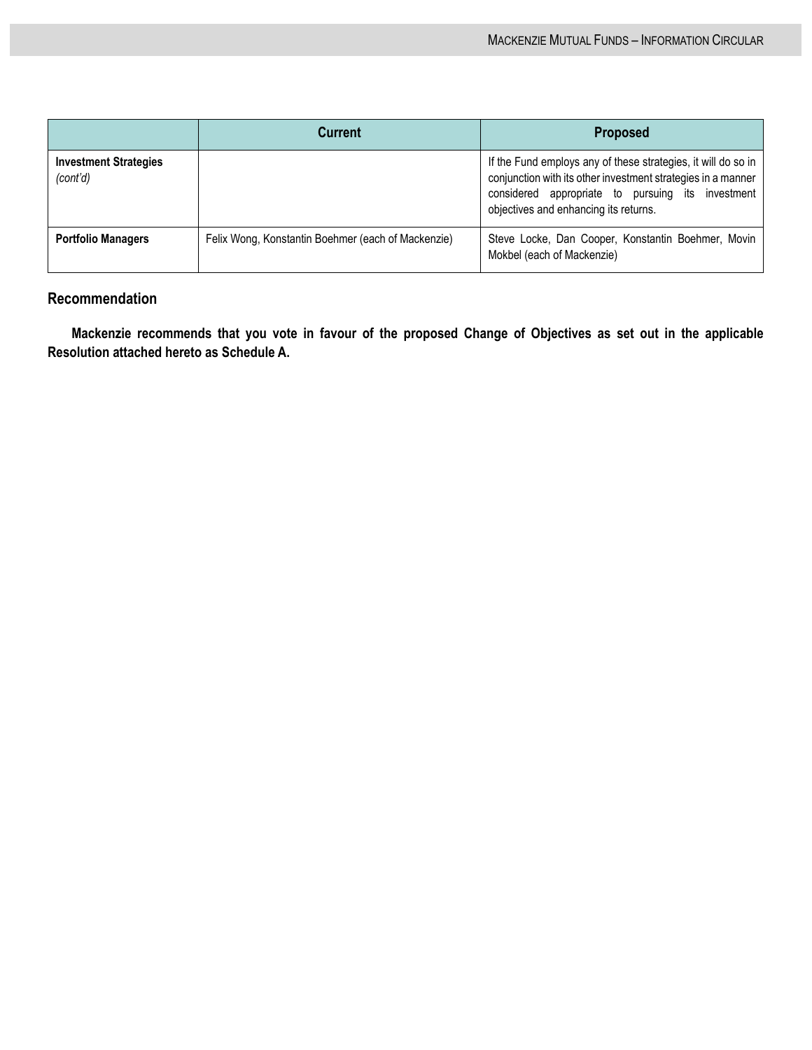| | Current | Proposed |
|---|---|---|
| **Investment Strategies** *(cont'd)* | | If the Fund employs any of these strategies, it will do so in conjunction with its other investment strategies in a manner considered appropriate to pursuing its investment objectives and enhancing its returns. |
| **Portfolio Managers** | Felix Wong, Konstantin Boehmer (each of Mackenzie) | Steve Locke, Dan Cooper, Konstantin Boehmer, Movin Mokbel (each of Mackenzie) |

### Recommendation

**Mackenzie recommends that you vote in favour of the proposed Change of Objectives as set out in the applicable Resolution attached hereto as Schedule A.**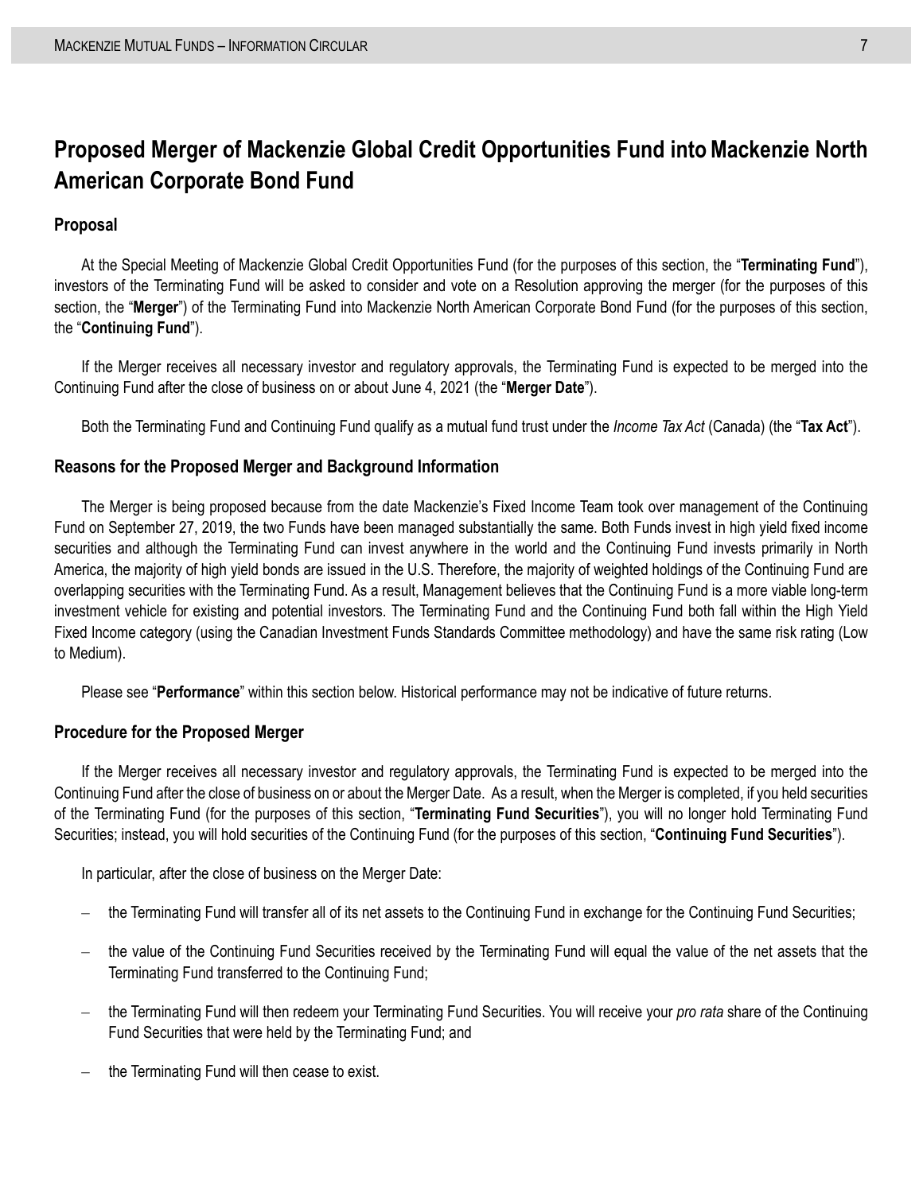# Proposed Merger of Mackenzie Global Credit Opportunities Fund into Mackenzie North American Corporate Bond Fund

## Proposal

At the Special Meeting of Mackenzie Global Credit Opportunities Fund (for the purposes of this section, the "**Terminating Fund**"), investors of the Terminating Fund will be asked to consider and vote on a Resolution approving the merger (for the purposes of this section, the "**Merger**") of the Terminating Fund into Mackenzie North American Corporate Bond Fund (for the purposes of this section, the "**Continuing Fund**").

If the Merger receives all necessary investor and regulatory approvals, the Terminating Fund is expected to be merged into the Continuing Fund after the close of business on or about June 4, 2021 (the "**Merger Date**").

Both the Terminating Fund and Continuing Fund qualify as a mutual fund trust under the *Income Tax Act* (Canada) (the "**Tax Act**").

## Reasons for the Proposed Merger and Background Information

The Merger is being proposed because from the date Mackenzie's Fixed Income Team took over management of the Continuing Fund on September 27, 2019, the two Funds have been managed substantially the same. Both Funds invest in high yield fixed income securities and although the Terminating Fund can invest anywhere in the world and the Continuing Fund invests primarily in North America, the majority of high yield bonds are issued in the U.S. Therefore, the majority of weighted holdings of the Continuing Fund are overlapping securities with the Terminating Fund. As a result, Management believes that the Continuing Fund is a more viable long-term investment vehicle for existing and potential investors. The Terminating Fund and the Continuing Fund both fall within the High Yield Fixed Income category (using the Canadian Investment Funds Standards Committee methodology) and have the same risk rating (Low to Medium).

Please see "**Performance**" within this section below. Historical performance may not be indicative of future returns.

## Procedure for the Proposed Merger

If the Merger receives all necessary investor and regulatory approvals, the Terminating Fund is expected to be merged into the Continuing Fund after the close of business on or about the Merger Date. As a result, when the Merger is completed, if you held securities of the Terminating Fund (for the purposes of this section, "**Terminating Fund Securities**"), you will no longer hold Terminating Fund Securities; instead, you will hold securities of the Continuing Fund (for the purposes of this section, "**Continuing Fund Securities**").

In particular, after the close of business on the Merger Date:

- the Terminating Fund will transfer all of its net assets to the Continuing Fund in exchange for the Continuing Fund Securities;
- the value of the Continuing Fund Securities received by the Terminating Fund will equal the value of the net assets that the Terminating Fund transferred to the Continuing Fund;
- the Terminating Fund will then redeem your Terminating Fund Securities. You will receive your *pro rata* share of the Continuing Fund Securities that were held by the Terminating Fund; and
- the Terminating Fund will then cease to exist.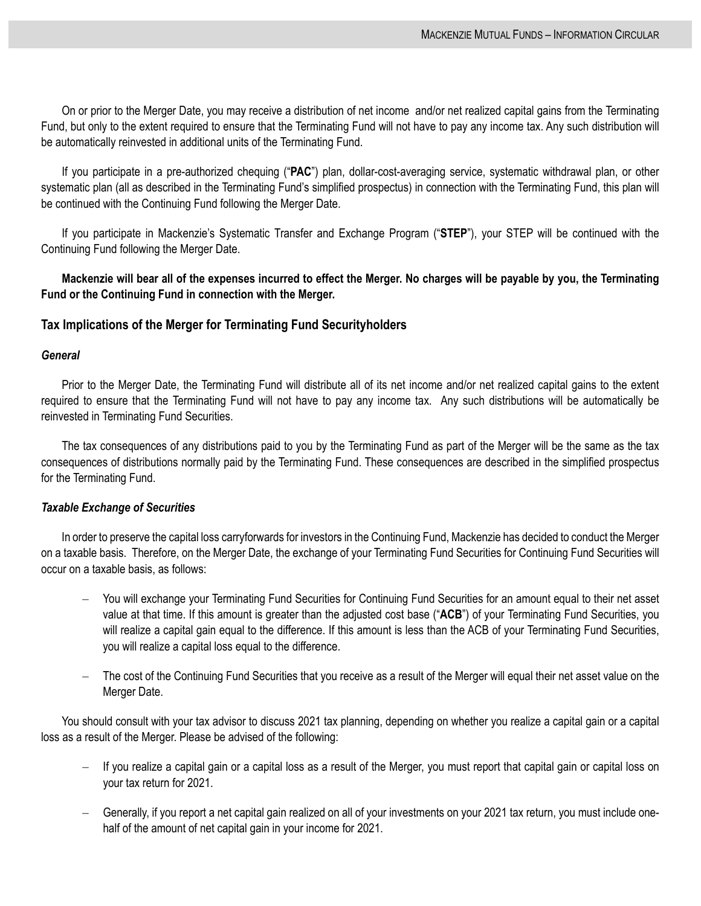On or prior to the Merger Date, you may receive a distribution of net income and/or net realized capital gains from the Terminating Fund, but only to the extent required to ensure that the Terminating Fund will not have to pay any income tax. Any such distribution will be automatically reinvested in additional units of the Terminating Fund.

If you participate in a pre-authorized chequing ("**PAC**") plan, dollar-cost-averaging service, systematic withdrawal plan, or other systematic plan (all as described in the Terminating Fund's simplified prospectus) in connection with the Terminating Fund, this plan will be continued with the Continuing Fund following the Merger Date.

If you participate in Mackenzie's Systematic Transfer and Exchange Program ("**STEP**"), your STEP will be continued with the Continuing Fund following the Merger Date.

**Mackenzie will bear all of the expenses incurred to effect the Merger. No charges will be payable by you, the Terminating Fund or the Continuing Fund in connection with the Merger.**

## Tax Implications of the Merger for Terminating Fund Securityholders

### *General*

Prior to the Merger Date, the Terminating Fund will distribute all of its net income and/or net realized capital gains to the extent required to ensure that the Terminating Fund will not have to pay any income tax. Any such distributions will be automatically be reinvested in Terminating Fund Securities.

The tax consequences of any distributions paid to you by the Terminating Fund as part of the Merger will be the same as the tax consequences of distributions normally paid by the Terminating Fund. These consequences are described in the simplified prospectus for the Terminating Fund.

### *Taxable Exchange of Securities*

In order to preserve the capital loss carryforwards for investors in the Continuing Fund, Mackenzie has decided to conduct the Merger on a taxable basis. Therefore, on the Merger Date, the exchange of your Terminating Fund Securities for Continuing Fund Securities will occur on a taxable basis, as follows:

- You will exchange your Terminating Fund Securities for Continuing Fund Securities for an amount equal to their net asset value at that time. If this amount is greater than the adjusted cost base ("**ACB**") of your Terminating Fund Securities, you will realize a capital gain equal to the difference. If this amount is less than the ACB of your Terminating Fund Securities, you will realize a capital loss equal to the difference.
- The cost of the Continuing Fund Securities that you receive as a result of the Merger will equal their net asset value on the Merger Date.

You should consult with your tax advisor to discuss 2021 tax planning, depending on whether you realize a capital gain or a capital loss as a result of the Merger. Please be advised of the following:

- If you realize a capital gain or a capital loss as a result of the Merger, you must report that capital gain or capital loss on your tax return for 2021.
- Generally, if you report a net capital gain realized on all of your investments on your 2021 tax return, you must include one-half of the amount of net capital gain in your income for 2021.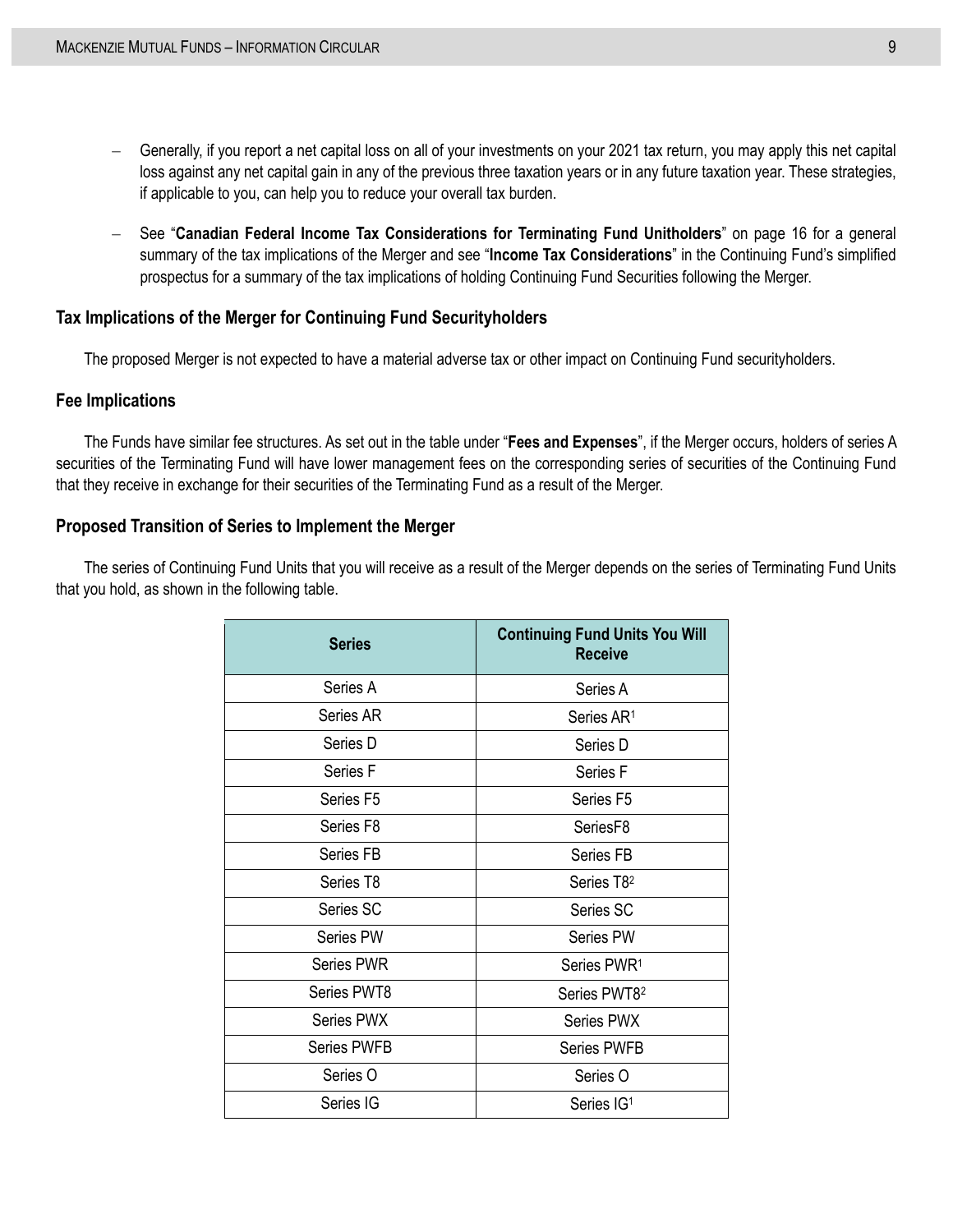- Generally, if you report a net capital loss on all of your investments on your 2021 tax return, you may apply this net capital loss against any net capital gain in any of the previous three taxation years or in any future taxation year. These strategies, if applicable to you, can help you to reduce your overall tax burden.

- See "**Canadian Federal Income Tax Considerations for Terminating Fund Unitholders**" on page 16 for a general summary of the tax implications of the Merger and see "**Income Tax Considerations**" in the Continuing Fund's simplified prospectus for a summary of the tax implications of holding Continuing Fund Securities following the Merger.

### Tax Implications of the Merger for Continuing Fund Securityholders

The proposed Merger is not expected to have a material adverse tax or other impact on Continuing Fund securityholders.

### Fee Implications

The Funds have similar fee structures. As set out in the table under "**Fees and Expenses**", if the Merger occurs, holders of series A securities of the Terminating Fund will have lower management fees on the corresponding series of securities of the Continuing Fund that they receive in exchange for their securities of the Terminating Fund as a result of the Merger.

### Proposed Transition of Series to Implement the Merger

The series of Continuing Fund Units that you will receive as a result of the Merger depends on the series of Terminating Fund Units that you hold, as shown in the following table.

| Series | Continuing Fund Units You Will Receive |
|---|---|
| Series A | Series A |
| Series AR | Series AR[1] |
| Series D | Series D |
| Series F | Series F |
| Series F5 | Series F5 |
| Series F8 | SeriesF8 |
| Series FB | Series FB |
| Series T8 | Series T8[2] |
| Series SC | Series SC |
| Series PW | Series PW |
| Series PWR | Series PWR[1] |
| Series PWT8 | Series PWT8[2] |
| Series PWX | Series PWX |
| Series PWFB | Series PWFB |
| Series O | Series O |
| Series IG | Series IG[1] |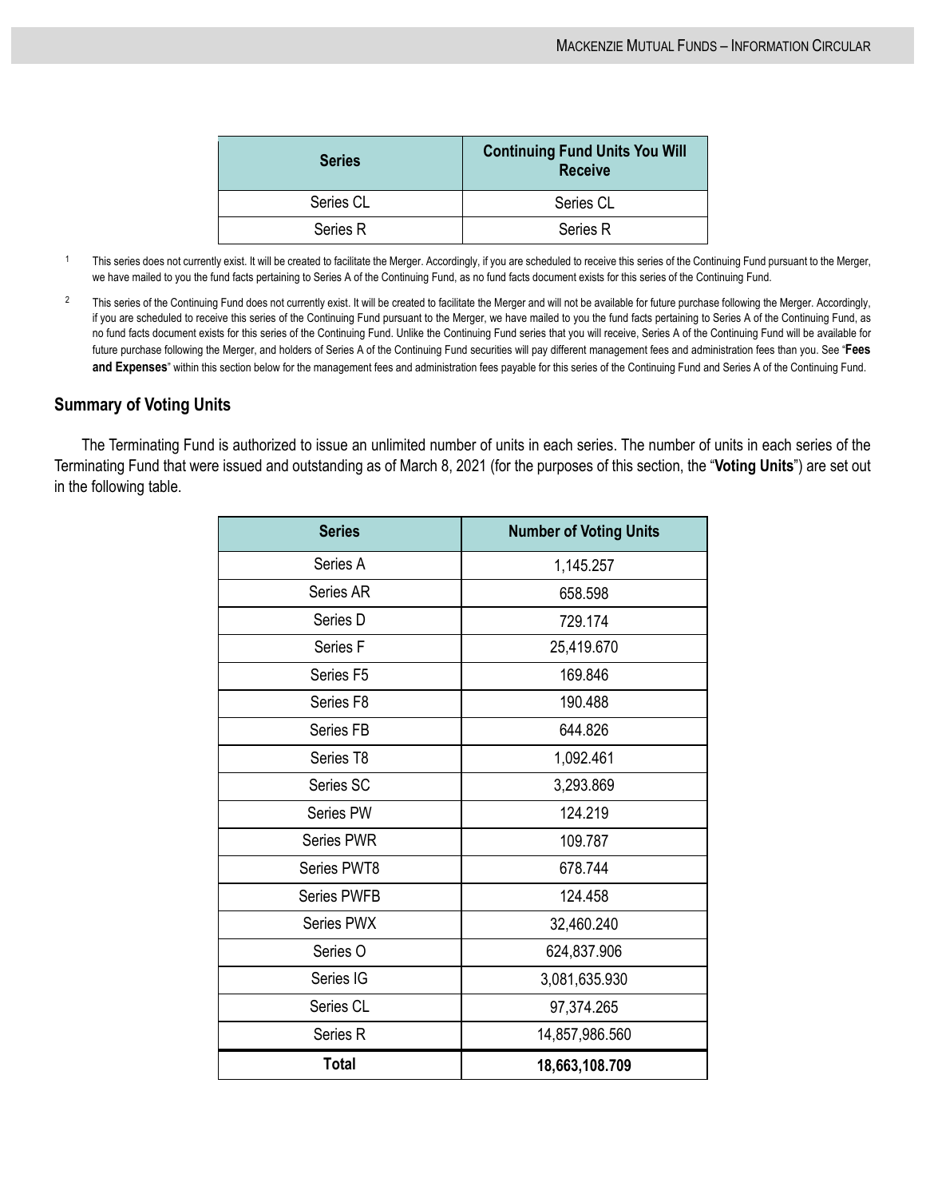| Series | Continuing Fund Units You Will Receive |
|---|---|
| Series CL | Series CL |
| Series R | Series R |

[1] This series does not currently exist. It will be created to facilitate the Merger. Accordingly, if you are scheduled to receive this series of the Continuing Fund pursuant to the Merger, we have mailed to you the fund facts pertaining to Series A of the Continuing Fund, as no fund facts document exists for this series of the Continuing Fund.

[2] This series of the Continuing Fund does not currently exist. It will be created to facilitate the Merger and will not be available for future purchase following the Merger. Accordingly, if you are scheduled to receive this series of the Continuing Fund pursuant to the Merger, we have mailed to you the fund facts pertaining to Series A of the Continuing Fund, as no fund facts document exists for this series of the Continuing Fund. Unlike the Continuing Fund series that you will receive, Series A of the Continuing Fund will be available for future purchase following the Merger, and holders of Series A of the Continuing Fund securities will pay different management fees and administration fees than you. See "**Fees and Expenses**" within this section below for the management fees and administration fees payable for this series of the Continuing Fund and Series A of the Continuing Fund.

## Summary of Voting Units

The Terminating Fund is authorized to issue an unlimited number of units in each series. The number of units in each series of the Terminating Fund that were issued and outstanding as of March 8, 2021 (for the purposes of this section, the "**Voting Units**") are set out in the following table.

| Series | Number of Voting Units |
|---|---|
| Series A | 1,145.257 |
| Series AR | 658.598 |
| Series D | 729.174 |
| Series F | 25,419.670 |
| Series F5 | 169.846 |
| Series F8 | 190.488 |
| Series FB | 644.826 |
| Series T8 | 1,092.461 |
| Series SC | 3,293.869 |
| Series PW | 124.219 |
| Series PWR | 109.787 |
| Series PWT8 | 678.744 |
| Series PWFB | 124.458 |
| Series PWX | 32,460.240 |
| Series O | 624,837.906 |
| Series IG | 3,081,635.930 |
| Series CL | 97,374.265 |
| Series R | 14,857,986.560 |
| **Total** | **18,663,108.709** |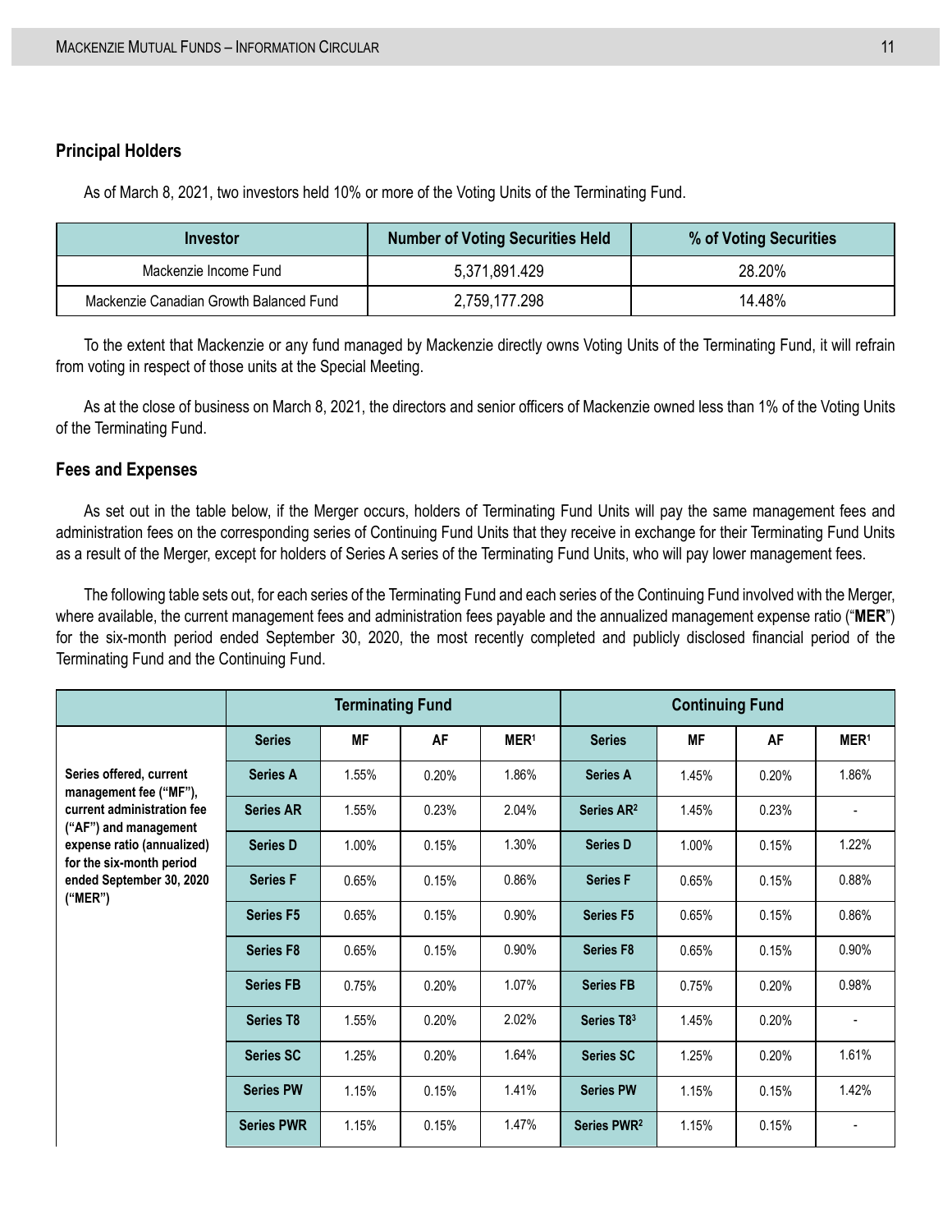## Principal Holders

As of March 8, 2021, two investors held 10% or more of the Voting Units of the Terminating Fund.

| Investor | Number of Voting Securities Held | % of Voting Securities |
|---|---|---|
| Mackenzie Income Fund | 5,371,891.429 | 28.20% |
| Mackenzie Canadian Growth Balanced Fund | 2,759,177.298 | 14.48% |

To the extent that Mackenzie or any fund managed by Mackenzie directly owns Voting Units of the Terminating Fund, it will refrain from voting in respect of those units at the Special Meeting.

As at the close of business on March 8, 2021, the directors and senior officers of Mackenzie owned less than 1% of the Voting Units of the Terminating Fund.

## Fees and Expenses

As set out in the table below, if the Merger occurs, holders of Terminating Fund Units will pay the same management fees and administration fees on the corresponding series of Continuing Fund Units that they receive in exchange for their Terminating Fund Units as a result of the Merger, except for holders of Series A series of the Terminating Fund Units, who will pay lower management fees.

The following table sets out, for each series of the Terminating Fund and each series of the Continuing Fund involved with the Merger, where available, the current management fees and administration fees payable and the annualized management expense ratio ("**MER**") for the six-month period ended September 30, 2020, the most recently completed and publicly disclosed financial period of the Terminating Fund and the Continuing Fund.

| | Terminating Fund | | | | Continuing Fund | | | |
|---|---|---|---|---|---|---|---|---|
| | **Series** | **MF** | **AF** | **MER[1]** | **Series** | **MF** | **AF** | **MER[1]** |
| **Series offered, current management fee ("MF"), current administration fee ("AF") and management expense ratio (annualized) for the six-month period ended September 30, 2020 ("MER")** | **Series A** | 1.55% | 0.20% | 1.86% | **Series A** | 1.45% | 0.20% | 1.86% |
| | **Series AR** | 1.55% | 0.23% | 2.04% | **Series AR[2]** | 1.45% | 0.23% | - |
| | **Series D** | 1.00% | 0.15% | 1.30% | **Series D** | 1.00% | 0.15% | 1.22% |
| | **Series F** | 0.65% | 0.15% | 0.86% | **Series F** | 0.65% | 0.15% | 0.88% |
| | **Series F5** | 0.65% | 0.15% | 0.90% | **Series F5** | 0.65% | 0.15% | 0.86% |
| | **Series F8** | 0.65% | 0.15% | 0.90% | **Series F8** | 0.65% | 0.15% | 0.90% |
| | **Series FB** | 0.75% | 0.20% | 1.07% | **Series FB** | 0.75% | 0.20% | 0.98% |
| | **Series T8** | 1.55% | 0.20% | 2.02% | **Series T8[3]** | 1.45% | 0.20% | - |
| | **Series SC** | 1.25% | 0.20% | 1.64% | **Series SC** | 1.25% | 0.20% | 1.61% |
| | **Series PW** | 1.15% | 0.15% | 1.41% | **Series PW** | 1.15% | 0.15% | 1.42% |
| | **Series PWR** | 1.15% | 0.15% | 1.47% | **Series PWR[2]** | 1.15% | 0.15% | - |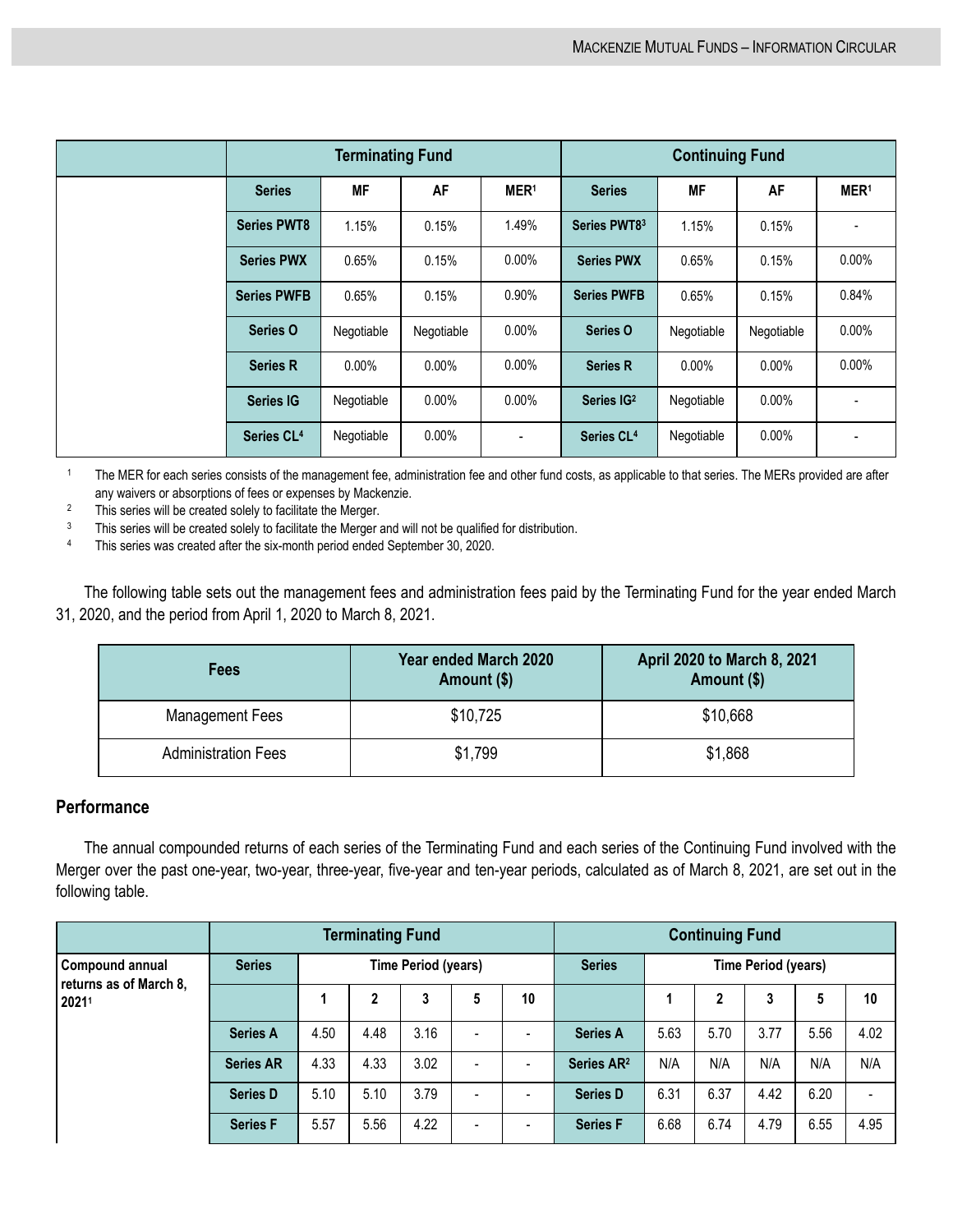| | Terminating Fund | | | | Continuing Fund | | | |
|---|---|---|---|---|---|---|---|---|
| | Series | MF | AF | MER[1] | Series | MF | AF | MER[1] |
| | Series PWT8 | 1.15% | 0.15% | 1.49% | Series PWT8[3] | 1.15% | 0.15% | - |
| | Series PWX | 0.65% | 0.15% | 0.00% | Series PWX | 0.65% | 0.15% | 0.00% |
| | Series PWFB | 0.65% | 0.15% | 0.90% | Series PWFB | 0.65% | 0.15% | 0.84% |
| | Series O | Negotiable | Negotiable | 0.00% | Series O | Negotiable | Negotiable | 0.00% |
| | Series R | 0.00% | 0.00% | 0.00% | Series R | 0.00% | 0.00% | 0.00% |
| | Series IG | Negotiable | 0.00% | 0.00% | Series IG[2] | Negotiable | 0.00% | - |
| | Series CL[4] | Negotiable | 0.00% | - | Series CL[4] | Negotiable | 0.00% | - |

[1] The MER for each series consists of the management fee, administration fee and other fund costs, as applicable to that series. The MERs provided are after any waivers or absorptions of fees or expenses by Mackenzie.

[2] This series will be created solely to facilitate the Merger.

[3] This series will be created solely to facilitate the Merger and will not be qualified for distribution.

[4] This series was created after the six-month period ended September 30, 2020.

The following table sets out the management fees and administration fees paid by the Terminating Fund for the year ended March 31, 2020, and the period from April 1, 2020 to March 8, 2021.

| Fees | Year ended March 2020 Amount ($) | April 2020 to March 8, 2021 Amount ($) |
|---|---|---|
| Management Fees | $10,725 | $10,668 |
| Administration Fees | $1,799 | $1,868 |

## Performance

The annual compounded returns of each series of the Terminating Fund and each series of the Continuing Fund involved with the Merger over the past one-year, two-year, three-year, five-year and ten-year periods, calculated as of March 8, 2021, are set out in the following table.

| | Terminating Fund | | | | | | Continuing Fund | | | | | |
|---|---|---|---|---|---|---|---|---|---|---|---|---|
| Compound annual returns as of March 8, 2021[1] | Series | Time Period (years) | | | | | Series | Time Period (years) | | | | |
| | | 1 | 2 | 3 | 5 | 10 | | 1 | 2 | 3 | 5 | 10 |
| | Series A | 4.50 | 4.48 | 3.16 | - | - | Series A | 5.63 | 5.70 | 3.77 | 5.56 | 4.02 |
| | Series AR | 4.33 | 4.33 | 3.02 | - | - | Series AR[2] | N/A | N/A | N/A | N/A | N/A |
| | Series D | 5.10 | 5.10 | 3.79 | - | - | Series D | 6.31 | 6.37 | 4.42 | 6.20 | - |
| | Series F | 5.57 | 5.56 | 4.22 | - | - | Series F | 6.68 | 6.74 | 4.79 | 6.55 | 4.95 |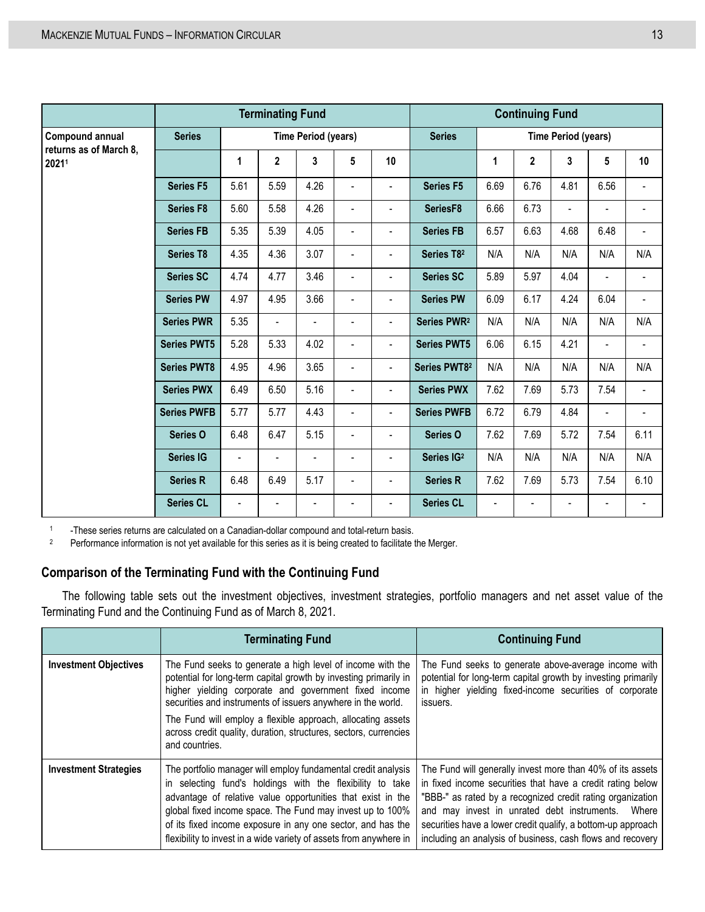| | Terminating Fund | | | | | | Continuing Fund | | | | | |
|---|---|---|---|---|---|---|---|---|---|---|---|---|
| Compound annual returns as of March 8, 2021[1] | Series | Time Period (years) | | | | | Series | Time Period (years) | | | | |
| | | 1 | 2 | 3 | 5 | 10 | | 1 | 2 | 3 | 5 | 10 |
| | Series F5 | 5.61 | 5.59 | 4.26 | - | - | Series F5 | 6.69 | 6.76 | 4.81 | 6.56 | - |
| | Series F8 | 5.60 | 5.58 | 4.26 | - | - | SeriesF8 | 6.66 | 6.73 | - | - | - |
| | Series FB | 5.35 | 5.39 | 4.05 | - | - | Series FB | 6.57 | 6.63 | 4.68 | 6.48 | - |
| | Series T8 | 4.35 | 4.36 | 3.07 | - | - | Series T8[2] | N/A | N/A | N/A | N/A | N/A |
| | Series SC | 4.74 | 4.77 | 3.46 | - | - | Series SC | 5.89 | 5.97 | 4.04 | - | - |
| | Series PW | 4.97 | 4.95 | 3.66 | - | - | Series PW | 6.09 | 6.17 | 4.24 | 6.04 | - |
| | Series PWR | 5.35 | - | - | - | - | Series PWR[2] | N/A | N/A | N/A | N/A | N/A |
| | Series PWT5 | 5.28 | 5.33 | 4.02 | - | - | Series PWT5 | 6.06 | 6.15 | 4.21 | - | - |
| | Series PWT8 | 4.95 | 4.96 | 3.65 | - | - | Series PWT8[2] | N/A | N/A | N/A | N/A | N/A |
| | Series PWX | 6.49 | 6.50 | 5.16 | - | - | Series PWX | 7.62 | 7.69 | 5.73 | 7.54 | - |
| | Series PWFB | 5.77 | 5.77 | 4.43 | - | - | Series PWFB | 6.72 | 6.79 | 4.84 | - | - |
| | Series O | 6.48 | 6.47 | 5.15 | - | - | Series O | 7.62 | 7.69 | 5.72 | 7.54 | 6.11 |
| | Series IG | - | - | - | - | - | Series IG[2] | N/A | N/A | N/A | N/A | N/A |
| | Series R | 6.48 | 6.49 | 5.17 | - | - | Series R | 7.62 | 7.69 | 5.73 | 7.54 | 6.10 |
| | Series CL | - | - | - | - | - | Series CL | - | - | - | - | - |

[1] -These series returns are calculated on a Canadian-dollar compound and total-return basis.

[2] Performance information is not yet available for this series as it is being created to facilitate the Merger.

## Comparison of the Terminating Fund with the Continuing Fund

The following table sets out the investment objectives, investment strategies, portfolio managers and net asset value of the Terminating Fund and the Continuing Fund as of March 8, 2021.

| | Terminating Fund | Continuing Fund |
|---|---|---|
| **Investment Objectives** | The Fund seeks to generate a high level of income with the potential for long-term capital growth by investing primarily in higher yielding corporate and government fixed income securities and instruments of issuers anywhere in the world.<br><br>The Fund will employ a flexible approach, allocating assets across credit quality, duration, structures, sectors, currencies and countries. | The Fund seeks to generate above-average income with potential for long-term capital growth by investing primarily in higher yielding fixed-income securities of corporate issuers. |
| **Investment Strategies** | The portfolio manager will employ fundamental credit analysis in selecting fund's holdings with the flexibility to take advantage of relative value opportunities that exist in the global fixed income space. The Fund may invest up to 100% of its fixed income exposure in any one sector, and has the flexibility to invest in a wide variety of assets from anywhere in | The Fund will generally invest more than 40% of its assets in fixed income securities that have a credit rating below "BBB-" as rated by a recognized credit rating organization and may invest in unrated debt instruments. Where securities have a lower credit qualify, a bottom-up approach including an analysis of business, cash flows and recovery |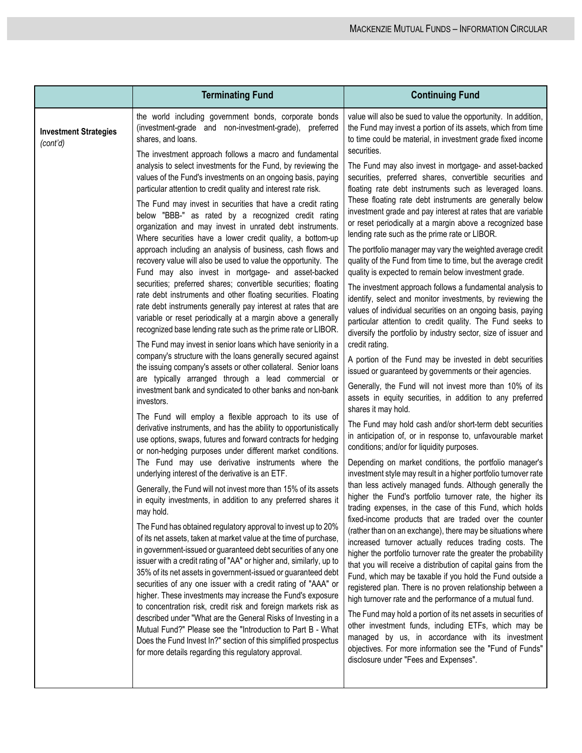| | Terminating Fund | Continuing Fund |
|---|---|---|
| **Investment Strategies** *(cont'd)* | the world including government bonds, corporate bonds (investment-grade and non-investment-grade), preferred shares, and loans.<br><br>The investment approach follows a macro and fundamental analysis to select investments for the Fund, by reviewing the values of the Fund's investments on an ongoing basis, paying particular attention to credit quality and interest rate risk.<br><br>The Fund may invest in securities that have a credit rating below "BBB-" as rated by a recognized credit rating organization and may invest in unrated debt instruments. Where securities have a lower credit quality, a bottom-up approach including an analysis of business, cash flows and recovery value will also be used to value the opportunity. The Fund may also invest in mortgage- and asset-backed securities; preferred shares; convertible securities; floating rate debt instruments and other floating securities. Floating rate debt instruments generally pay interest at rates that are variable or reset periodically at a margin above a generally recognized base lending rate such as the prime rate or LIBOR.<br><br>The Fund may invest in senior loans which have seniority in a company's structure with the loans generally secured against the issuing company's assets or other collateral. Senior loans are typically arranged through a lead commercial or investment bank and syndicated to other banks and non-bank investors.<br><br>The Fund will employ a flexible approach to its use of derivative instruments, and has the ability to opportunistically use options, swaps, futures and forward contracts for hedging or non-hedging purposes under different market conditions. The Fund may use derivative instruments where the underlying interest of the derivative is an ETF.<br><br>Generally, the Fund will not invest more than 15% of its assets in equity investments, in addition to any preferred shares it may hold.<br><br>The Fund has obtained regulatory approval to invest up to 20% of its net assets, taken at market value at the time of purchase, in government-issued or guaranteed debt securities of any one issuer with a credit rating of "AA" or higher and, similarly, up to 35% of its net assets in government-issued or guaranteed debt securities of any one issuer with a credit rating of "AAA" or higher. These investments may increase the Fund's exposure to concentration risk, credit risk and foreign markets risk as described under "What are the General Risks of Investing in a Mutual Fund?" Please see the "Introduction to Part B - What Does the Fund Invest In?" section of this simplified prospectus for more details regarding this regulatory approval. | value will also be sued to value the opportunity. In addition, the Fund may invest a portion of its assets, which from time to time could be material, in investment grade fixed income securities.<br><br>The Fund may also invest in mortgage- and asset-backed securities, preferred shares, convertible securities and floating rate debt instruments such as leveraged loans. These floating rate debt instruments are generally below investment grade and pay interest at rates that are variable or reset periodically at a margin above a recognized base lending rate such as the prime rate or LIBOR.<br><br>The portfolio manager may vary the weighted average credit quality of the Fund from time to time, but the average credit quality is expected to remain below investment grade.<br><br>The investment approach follows a fundamental analysis to identify, select and monitor investments, by reviewing the values of individual securities on an ongoing basis, paying particular attention to credit quality. The Fund seeks to diversify the portfolio by industry sector, size of issuer and credit rating.<br><br>A portion of the Fund may be invested in debt securities issued or guaranteed by governments or their agencies.<br><br>Generally, the Fund will not invest more than 10% of its assets in equity securities, in addition to any preferred shares it may hold.<br><br>The Fund may hold cash and/or short-term debt securities in anticipation of, or in response to, unfavourable market conditions; and/or for liquidity purposes.<br><br>Depending on market conditions, the portfolio manager's investment style may result in a higher portfolio turnover rate than less actively managed funds. Although generally the higher the Fund's portfolio turnover rate, the higher its trading expenses, in the case of this Fund, which holds fixed-income products that are traded over the counter (rather than on an exchange), there may be situations where increased turnover actually reduces trading costs. The higher the portfolio turnover rate the greater the probability that you will receive a distribution of capital gains from the Fund, which may be taxable if you hold the Fund outside a registered plan. There is no proven relationship between a high turnover rate and the performance of a mutual fund.<br><br>The Fund may hold a portion of its net assets in securities of other investment funds, including ETFs, which may be managed by us, in accordance with its investment objectives. For more information see the "Fund of Funds" disclosure under "Fees and Expenses". |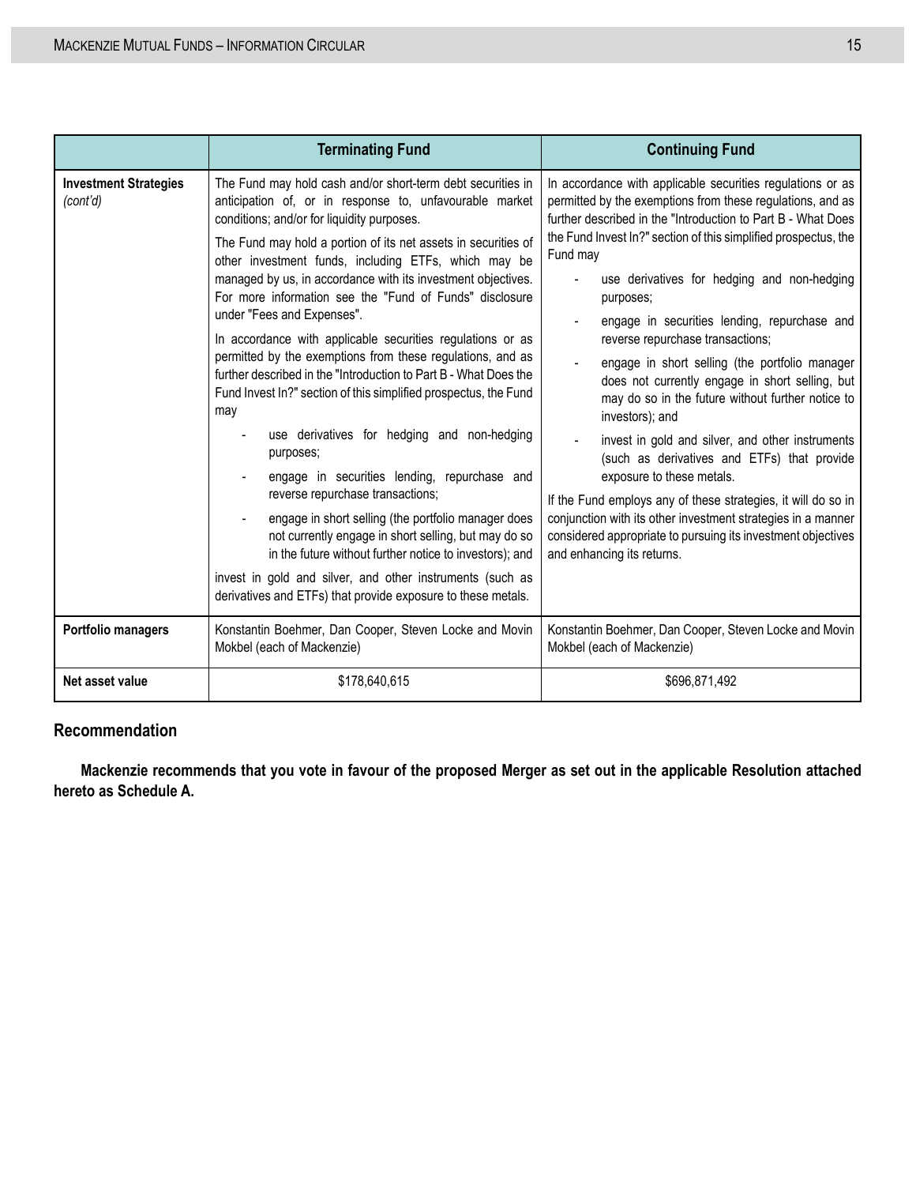| | Terminating Fund | Continuing Fund |
|---|---|---|
| **Investment Strategies** *(cont'd)* | The Fund may hold cash and/or short-term debt securities in anticipation of, or in response to, unfavourable market conditions; and/or for liquidity purposes.<br><br>The Fund may hold a portion of its net assets in securities of other investment funds, including ETFs, which may be managed by us, in accordance with its investment objectives. For more information see the "Fund of Funds" disclosure under "Fees and Expenses".<br><br>In accordance with applicable securities regulations or as permitted by the exemptions from these regulations, and as further described in the "Introduction to Part B - What Does the Fund Invest In?" section of this simplified prospectus, the Fund may<br>- use derivatives for hedging and non-hedging purposes;<br>- engage in securities lending, repurchase and reverse repurchase transactions;<br>- engage in short selling (the portfolio manager does not currently engage in short selling, but may do so in the future without further notice to investors); and<br><br>invest in gold and silver, and other instruments (such as derivatives and ETFs) that provide exposure to these metals. | In accordance with applicable securities regulations or as permitted by the exemptions from these regulations, and as further described in the "Introduction to Part B - What Does the Fund Invest In?" section of this simplified prospectus, the Fund may<br>- use derivatives for hedging and non-hedging purposes;<br>- engage in securities lending, repurchase and reverse repurchase transactions;<br>- engage in short selling (the portfolio manager does not currently engage in short selling, but may do so in the future without further notice to investors); and<br>- invest in gold and silver, and other instruments (such as derivatives and ETFs) that provide exposure to these metals.<br><br>If the Fund employs any of these strategies, it will do so in conjunction with its other investment strategies in a manner considered appropriate to pursuing its investment objectives and enhancing its returns. |
| **Portfolio managers** | Konstantin Boehmer, Dan Cooper, Steven Locke and Movin Mokbel (each of Mackenzie) | Konstantin Boehmer, Dan Cooper, Steven Locke and Movin Mokbel (each of Mackenzie) |
| **Net asset value** | $178,640,615 | $696,871,492 |

### Recommendation

**Mackenzie recommends that you vote in favour of the proposed Merger as set out in the applicable Resolution attached hereto as Schedule A.**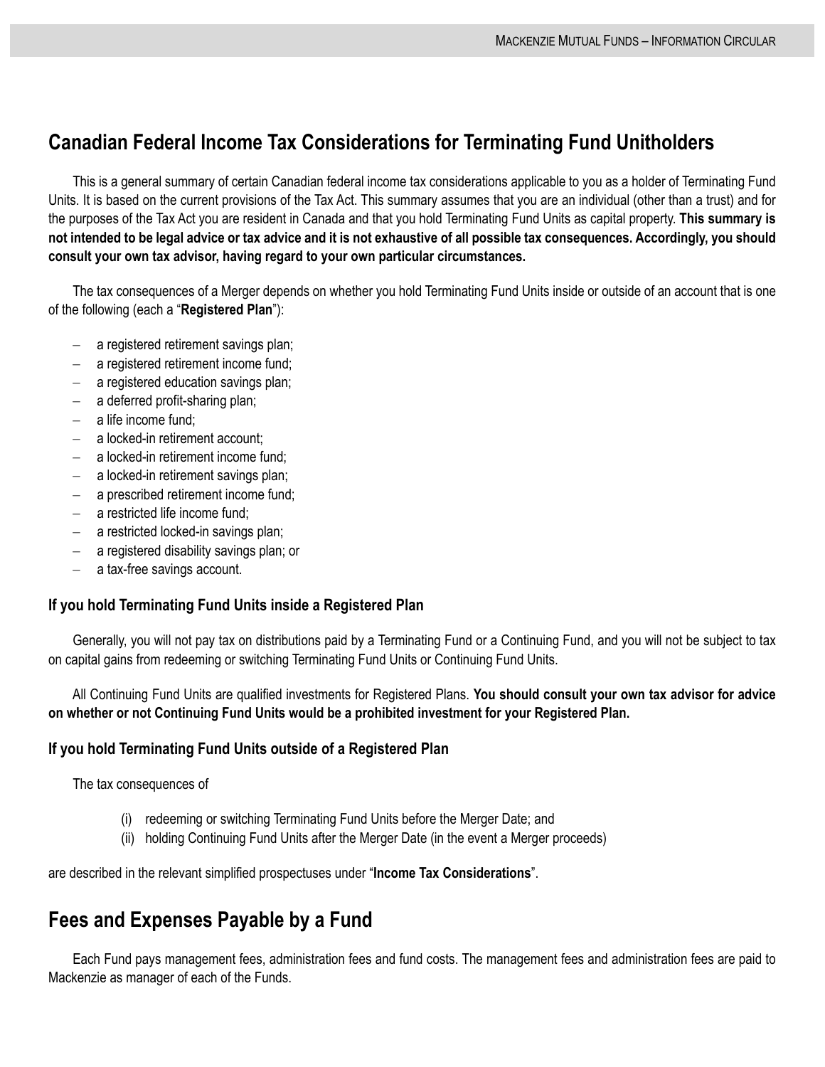## Canadian Federal Income Tax Considerations for Terminating Fund Unitholders

This is a general summary of certain Canadian federal income tax considerations applicable to you as a holder of Terminating Fund Units. It is based on the current provisions of the Tax Act. This summary assumes that you are an individual (other than a trust) and for the purposes of the Tax Act you are resident in Canada and that you hold Terminating Fund Units as capital property. **This summary is not intended to be legal advice or tax advice and it is not exhaustive of all possible tax consequences. Accordingly, you should consult your own tax advisor, having regard to your own particular circumstances.**

The tax consequences of a Merger depends on whether you hold Terminating Fund Units inside or outside of an account that is one of the following (each a "**Registered Plan**"):

- a registered retirement savings plan;
- a registered retirement income fund;
- a registered education savings plan;
- a deferred profit-sharing plan;
- a life income fund;
- a locked-in retirement account;
- a locked-in retirement income fund;
- a locked-in retirement savings plan;
- a prescribed retirement income fund;
- a restricted life income fund;
- a restricted locked-in savings plan;
- a registered disability savings plan; or
- a tax-free savings account.

### If you hold Terminating Fund Units inside a Registered Plan

Generally, you will not pay tax on distributions paid by a Terminating Fund or a Continuing Fund, and you will not be subject to tax on capital gains from redeeming or switching Terminating Fund Units or Continuing Fund Units.

All Continuing Fund Units are qualified investments for Registered Plans. **You should consult your own tax advisor for advice on whether or not Continuing Fund Units would be a prohibited investment for your Registered Plan.**

### If you hold Terminating Fund Units outside of a Registered Plan

The tax consequences of

(i) redeeming or switching Terminating Fund Units before the Merger Date; and
(ii) holding Continuing Fund Units after the Merger Date (in the event a Merger proceeds)

are described in the relevant simplified prospectuses under "**Income Tax Considerations**".

## Fees and Expenses Payable by a Fund

Each Fund pays management fees, administration fees and fund costs. The management fees and administration fees are paid to Mackenzie as manager of each of the Funds.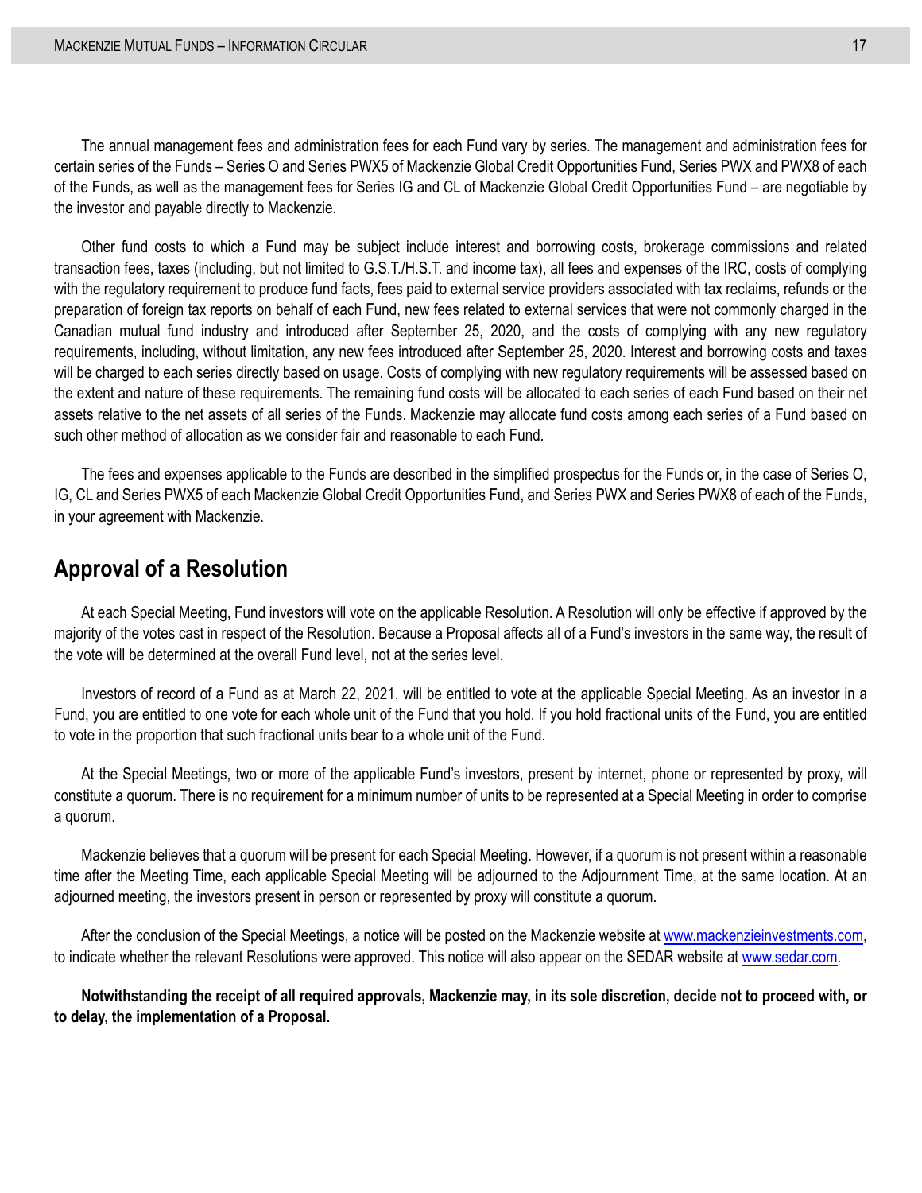The annual management fees and administration fees for each Fund vary by series. The management and administration fees for certain series of the Funds – Series O and Series PWX5 of Mackenzie Global Credit Opportunities Fund, Series PWX and PWX8 of each of the Funds, as well as the management fees for Series IG and CL of Mackenzie Global Credit Opportunities Fund – are negotiable by the investor and payable directly to Mackenzie.

Other fund costs to which a Fund may be subject include interest and borrowing costs, brokerage commissions and related transaction fees, taxes (including, but not limited to G.S.T./H.S.T. and income tax), all fees and expenses of the IRC, costs of complying with the regulatory requirement to produce fund facts, fees paid to external service providers associated with tax reclaims, refunds or the preparation of foreign tax reports on behalf of each Fund, new fees related to external services that were not commonly charged in the Canadian mutual fund industry and introduced after September 25, 2020, and the costs of complying with any new regulatory requirements, including, without limitation, any new fees introduced after September 25, 2020. Interest and borrowing costs and taxes will be charged to each series directly based on usage. Costs of complying with new regulatory requirements will be assessed based on the extent and nature of these requirements. The remaining fund costs will be allocated to each series of each Fund based on their net assets relative to the net assets of all series of the Funds. Mackenzie may allocate fund costs among each series of a Fund based on such other method of allocation as we consider fair and reasonable to each Fund.

The fees and expenses applicable to the Funds are described in the simplified prospectus for the Funds or, in the case of Series O, IG, CL and Series PWX5 of each Mackenzie Global Credit Opportunities Fund, and Series PWX and Series PWX8 of each of the Funds, in your agreement with Mackenzie.

## Approval of a Resolution

At each Special Meeting, Fund investors will vote on the applicable Resolution. A Resolution will only be effective if approved by the majority of the votes cast in respect of the Resolution. Because a Proposal affects all of a Fund's investors in the same way, the result of the vote will be determined at the overall Fund level, not at the series level.

Investors of record of a Fund as at March 22, 2021, will be entitled to vote at the applicable Special Meeting. As an investor in a Fund, you are entitled to one vote for each whole unit of the Fund that you hold. If you hold fractional units of the Fund, you are entitled to vote in the proportion that such fractional units bear to a whole unit of the Fund.

At the Special Meetings, two or more of the applicable Fund's investors, present by internet, phone or represented by proxy, will constitute a quorum. There is no requirement for a minimum number of units to be represented at a Special Meeting in order to comprise a quorum.

Mackenzie believes that a quorum will be present for each Special Meeting. However, if a quorum is not present within a reasonable time after the Meeting Time, each applicable Special Meeting will be adjourned to the Adjournment Time, at the same location. At an adjourned meeting, the investors present in person or represented by proxy will constitute a quorum.

After the conclusion of the Special Meetings, a notice will be posted on the Mackenzie website at www.mackenzieinvestments.com, to indicate whether the relevant Resolutions were approved. This notice will also appear on the SEDAR website at www.sedar.com.

**Notwithstanding the receipt of all required approvals, Mackenzie may, in its sole discretion, decide not to proceed with, or to delay, the implementation of a Proposal.**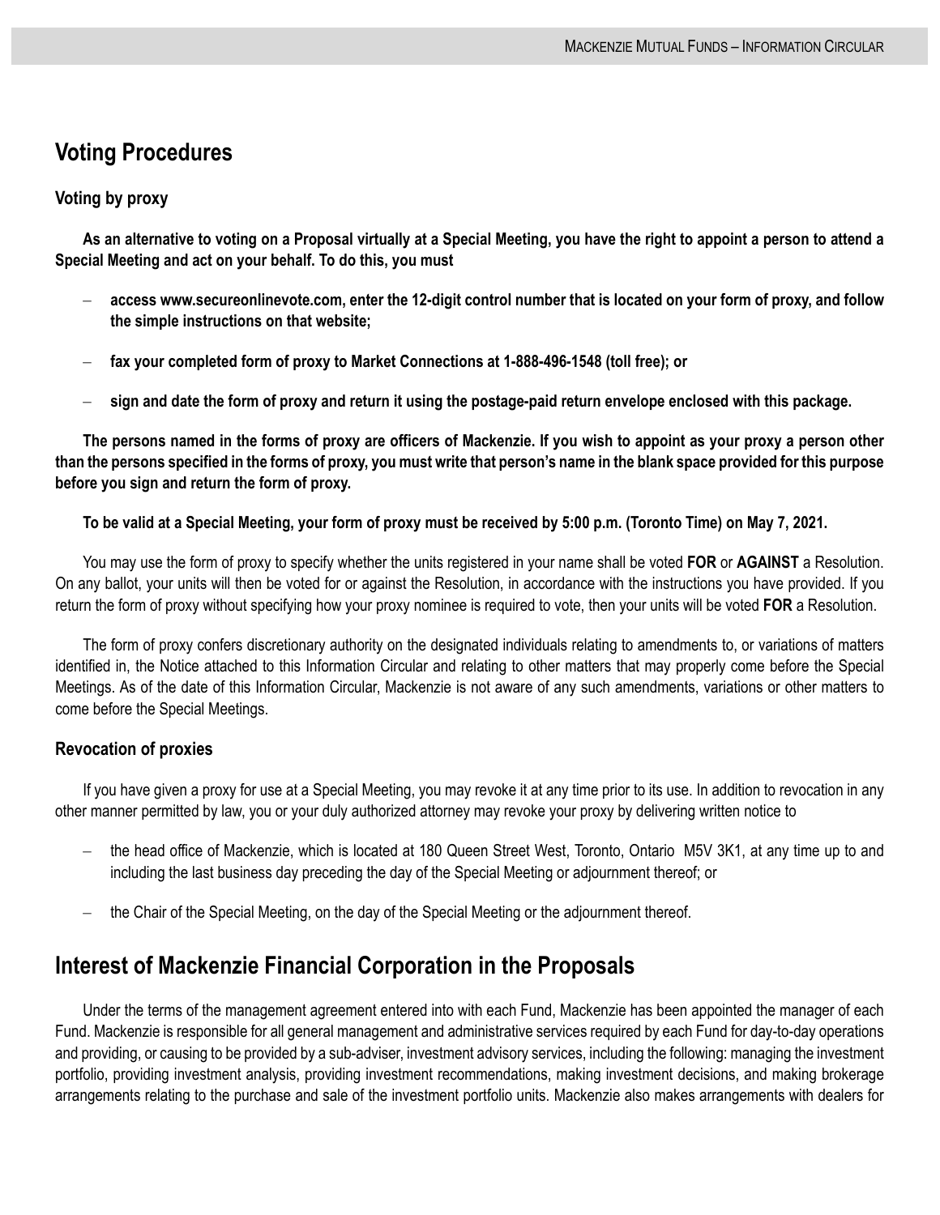## Voting Procedures

### Voting by proxy

**As an alternative to voting on a Proposal virtually at a Special Meeting, you have the right to appoint a person to attend a Special Meeting and act on your behalf. To do this, you must**

- **access www.secureonlinevote.com, enter the 12-digit control number that is located on your form of proxy, and follow the simple instructions on that website;**
- **fax your completed form of proxy to Market Connections at 1-888-496-1548 (toll free); or**
- **sign and date the form of proxy and return it using the postage-paid return envelope enclosed with this package.**

**The persons named in the forms of proxy are officers of Mackenzie. If you wish to appoint as your proxy a person other than the persons specified in the forms of proxy, you must write that person's name in the blank space provided for this purpose before you sign and return the form of proxy.**

**To be valid at a Special Meeting, your form of proxy must be received by 5:00 p.m. (Toronto Time) on May 7, 2021.**

You may use the form of proxy to specify whether the units registered in your name shall be voted **FOR** or **AGAINST** a Resolution. On any ballot, your units will then be voted for or against the Resolution, in accordance with the instructions you have provided. If you return the form of proxy without specifying how your proxy nominee is required to vote, then your units will be voted **FOR** a Resolution.

The form of proxy confers discretionary authority on the designated individuals relating to amendments to, or variations of matters identified in, the Notice attached to this Information Circular and relating to other matters that may properly come before the Special Meetings. As of the date of this Information Circular, Mackenzie is not aware of any such amendments, variations or other matters to come before the Special Meetings.

### Revocation of proxies

If you have given a proxy for use at a Special Meeting, you may revoke it at any time prior to its use. In addition to revocation in any other manner permitted by law, you or your duly authorized attorney may revoke your proxy by delivering written notice to

- the head office of Mackenzie, which is located at 180 Queen Street West, Toronto, Ontario M5V 3K1, at any time up to and including the last business day preceding the day of the Special Meeting or adjournment thereof; or
- the Chair of the Special Meeting, on the day of the Special Meeting or the adjournment thereof.

## Interest of Mackenzie Financial Corporation in the Proposals

Under the terms of the management agreement entered into with each Fund, Mackenzie has been appointed the manager of each Fund. Mackenzie is responsible for all general management and administrative services required by each Fund for day-to-day operations and providing, or causing to be provided by a sub-adviser, investment advisory services, including the following: managing the investment portfolio, providing investment analysis, providing investment recommendations, making investment decisions, and making brokerage arrangements relating to the purchase and sale of the investment portfolio units. Mackenzie also makes arrangements with dealers for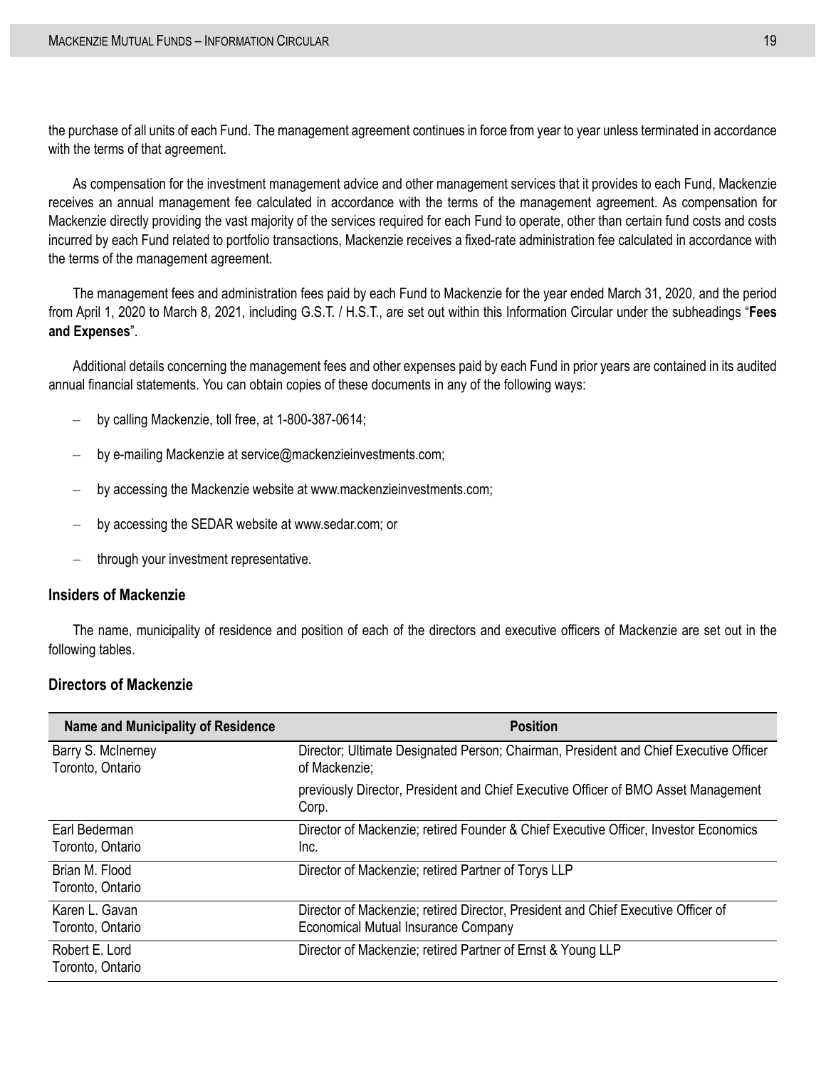the purchase of all units of each Fund. The management agreement continues in force from year to year unless terminated in accordance with the terms of that agreement.

As compensation for the investment management advice and other management services that it provides to each Fund, Mackenzie receives an annual management fee calculated in accordance with the terms of the management agreement. As compensation for Mackenzie directly providing the vast majority of the services required for each Fund to operate, other than certain fund costs and costs incurred by each Fund related to portfolio transactions, Mackenzie receives a fixed-rate administration fee calculated in accordance with the terms of the management agreement.

The management fees and administration fees paid by each Fund to Mackenzie for the year ended March 31, 2020, and the period from April 1, 2020 to March 8, 2021, including G.S.T. / H.S.T., are set out within this Information Circular under the subheadings "**Fees and Expenses**".

Additional details concerning the management fees and other expenses paid by each Fund in prior years are contained in its audited annual financial statements. You can obtain copies of these documents in any of the following ways:

- by calling Mackenzie, toll free, at 1-800-387-0614;
- by e-mailing Mackenzie at service@mackenzieinvestments.com;
- by accessing the Mackenzie website at www.mackenzieinvestments.com;
- by accessing the SEDAR website at www.sedar.com; or
- through your investment representative.

## Insiders of Mackenzie

The name, municipality of residence and position of each of the directors and executive officers of Mackenzie are set out in the following tables.

## Directors of Mackenzie

| Name and Municipality of Residence | Position |
|---|---|
| Barry S. McInerney<br>Toronto, Ontario | Director; Ultimate Designated Person; Chairman, President and Chief Executive Officer of Mackenzie;<br>previously Director, President and Chief Executive Officer of BMO Asset Management Corp. |
| Earl Bederman<br>Toronto, Ontario | Director of Mackenzie; retired Founder & Chief Executive Officer, Investor Economics Inc. |
| Brian M. Flood<br>Toronto, Ontario | Director of Mackenzie; retired Partner of Torys LLP |
| Karen L. Gavan<br>Toronto, Ontario | Director of Mackenzie; retired Director, President and Chief Executive Officer of Economical Mutual Insurance Company |
| Robert E. Lord<br>Toronto, Ontario | Director of Mackenzie; retired Partner of Ernst & Young LLP |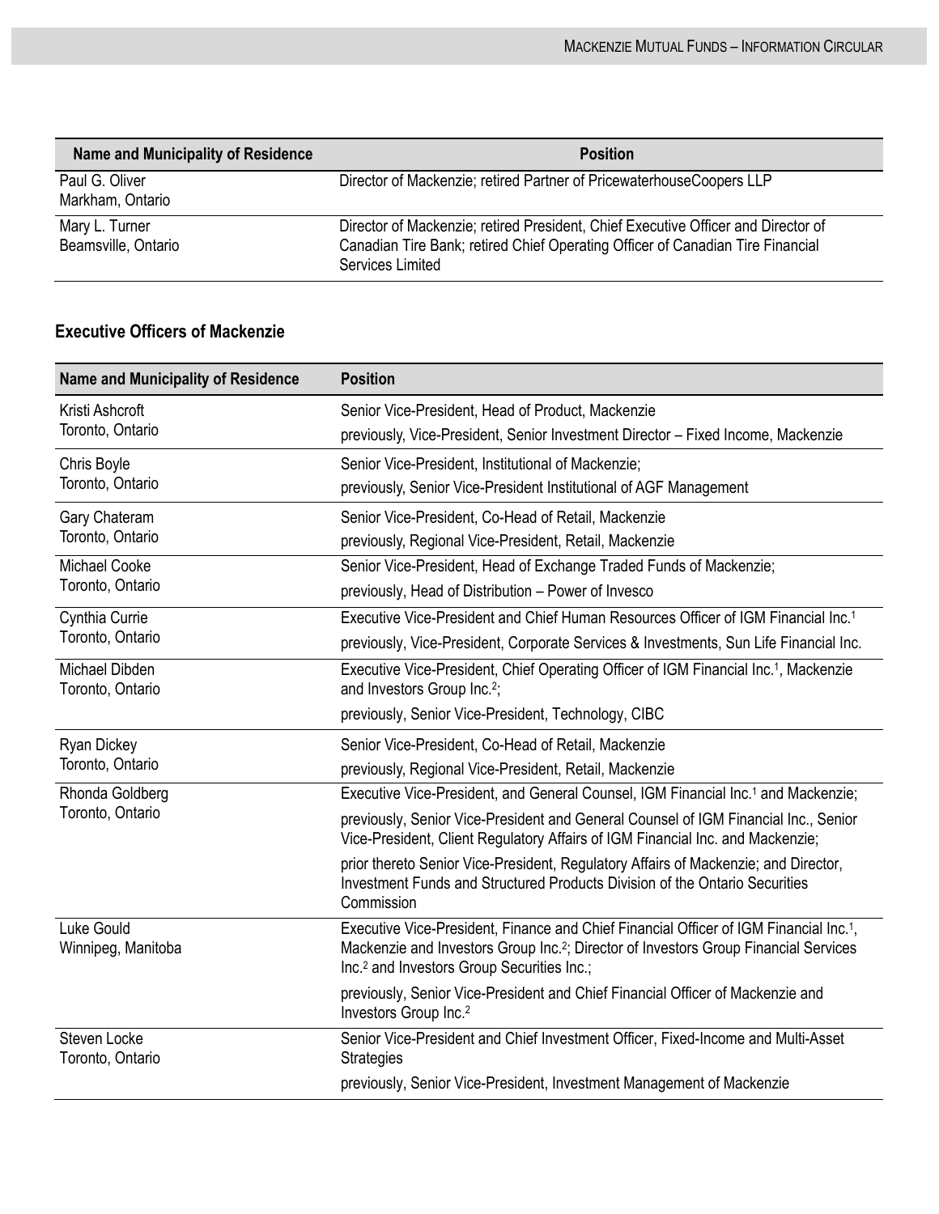| Name and Municipality of Residence | Position |
|---|---|
| Paul G. Oliver<br>Markham, Ontario | Director of Mackenzie; retired Partner of PricewaterhouseCoopers LLP |
| Mary L. Turner<br>Beamsville, Ontario | Director of Mackenzie; retired President, Chief Executive Officer and Director of Canadian Tire Bank; retired Chief Operating Officer of Canadian Tire Financial Services Limited |

### Executive Officers of Mackenzie

| Name and Municipality of Residence | Position |
|---|---|
| Kristi Ashcroft<br>Toronto, Ontario | Senior Vice-President, Head of Product, Mackenzie<br>previously, Vice-President, Senior Investment Director – Fixed Income, Mackenzie |
| Chris Boyle<br>Toronto, Ontario | Senior Vice-President, Institutional of Mackenzie;<br>previously, Senior Vice-President Institutional of AGF Management |
| Gary Chateram<br>Toronto, Ontario | Senior Vice-President, Co-Head of Retail, Mackenzie<br>previously, Regional Vice-President, Retail, Mackenzie |
| Michael Cooke<br>Toronto, Ontario | Senior Vice-President, Head of Exchange Traded Funds of Mackenzie;<br>previously, Head of Distribution – Power of Invesco |
| Cynthia Currie<br>Toronto, Ontario | Executive Vice-President and Chief Human Resources Officer of IGM Financial Inc.[1]<br>previously, Vice-President, Corporate Services & Investments, Sun Life Financial Inc. |
| Michael Dibden<br>Toronto, Ontario | Executive Vice-President, Chief Operating Officer of IGM Financial Inc.[1], Mackenzie and Investors Group Inc.[2];<br>previously, Senior Vice-President, Technology, CIBC |
| Ryan Dickey<br>Toronto, Ontario | Senior Vice-President, Co-Head of Retail, Mackenzie<br>previously, Regional Vice-President, Retail, Mackenzie |
| Rhonda Goldberg<br>Toronto, Ontario | Executive Vice-President, and General Counsel, IGM Financial Inc.[1] and Mackenzie;<br>previously, Senior Vice-President and General Counsel of IGM Financial Inc., Senior Vice-President, Client Regulatory Affairs of IGM Financial Inc. and Mackenzie;<br>prior thereto Senior Vice-President, Regulatory Affairs of Mackenzie; and Director, Investment Funds and Structured Products Division of the Ontario Securities Commission |
| Luke Gould<br>Winnipeg, Manitoba | Executive Vice-President, Finance and Chief Financial Officer of IGM Financial Inc.[1], Mackenzie and Investors Group Inc.[2]; Director of Investors Group Financial Services Inc.[2] and Investors Group Securities Inc.;<br>previously, Senior Vice-President and Chief Financial Officer of Mackenzie and Investors Group Inc.[2] |
| Steven Locke<br>Toronto, Ontario | Senior Vice-President and Chief Investment Officer, Fixed-Income and Multi-Asset Strategies<br>previously, Senior Vice-President, Investment Management of Mackenzie |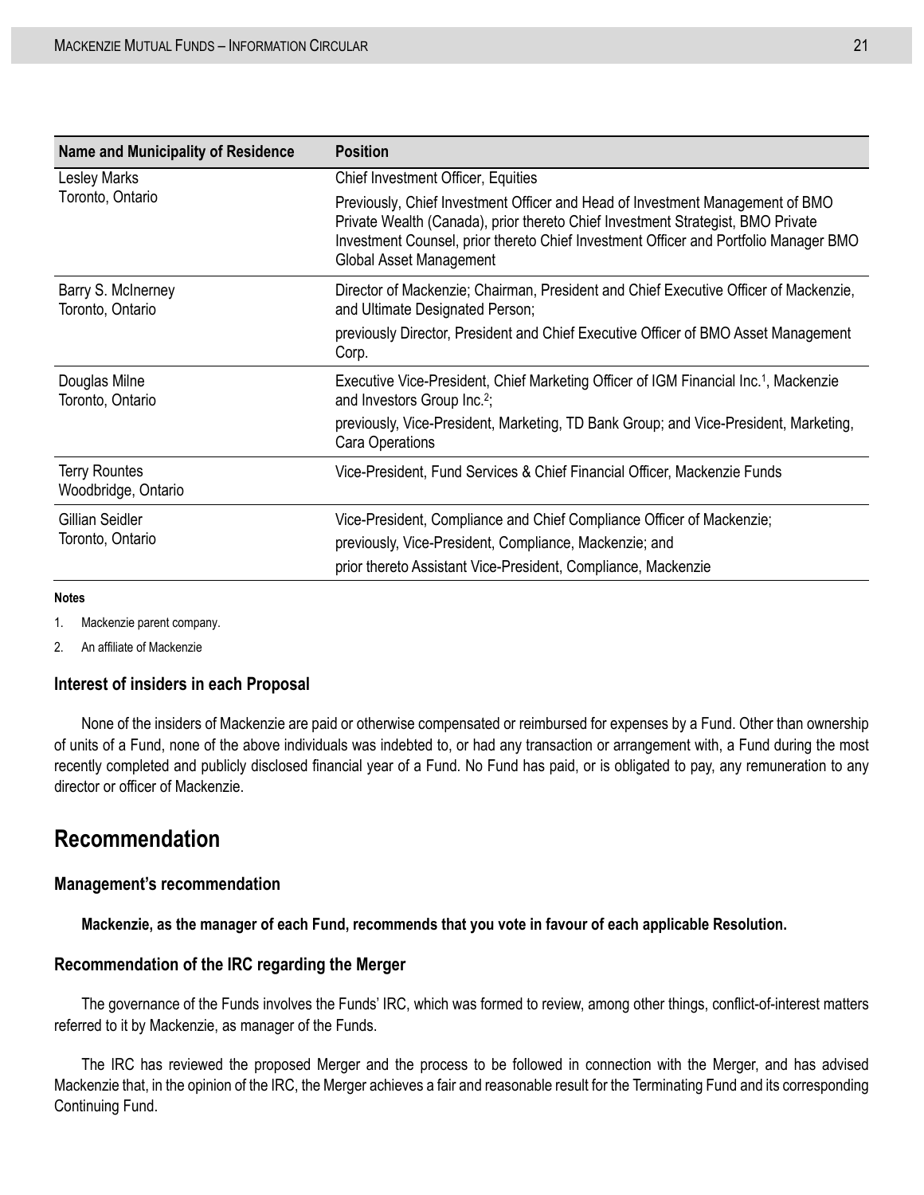| Name and Municipality of Residence | Position |
| --- | --- |
| Lesley Marks<br>Toronto, Ontario | Chief Investment Officer, Equities<br>Previously, Chief Investment Officer and Head of Investment Management of BMO Private Wealth (Canada), prior thereto Chief Investment Strategist, BMO Private Investment Counsel, prior thereto Chief Investment Officer and Portfolio Manager BMO Global Asset Management |
| Barry S. McInerney<br>Toronto, Ontario | Director of Mackenzie; Chairman, President and Chief Executive Officer of Mackenzie, and Ultimate Designated Person;<br>previously Director, President and Chief Executive Officer of BMO Asset Management Corp. |
| Douglas Milne<br>Toronto, Ontario | Executive Vice-President, Chief Marketing Officer of IGM Financial Inc.[1], Mackenzie and Investors Group Inc.[2];<br>previously, Vice-President, Marketing, TD Bank Group; and Vice-President, Marketing, Cara Operations |
| Terry Rountes<br>Woodbridge, Ontario | Vice-President, Fund Services & Chief Financial Officer, Mackenzie Funds |
| Gillian Seidler<br>Toronto, Ontario | Vice-President, Compliance and Chief Compliance Officer of Mackenzie;<br>previously, Vice-President, Compliance, Mackenzie; and<br>prior thereto Assistant Vice-President, Compliance, Mackenzie |

**Notes**

1. Mackenzie parent company.
2. An affiliate of Mackenzie

### Interest of insiders in each Proposal

None of the insiders of Mackenzie are paid or otherwise compensated or reimbursed for expenses by a Fund. Other than ownership of units of a Fund, none of the above individuals was indebted to, or had any transaction or arrangement with, a Fund during the most recently completed and publicly disclosed financial year of a Fund. No Fund has paid, or is obligated to pay, any remuneration to any director or officer of Mackenzie.

## Recommendation

### Management's recommendation

**Mackenzie, as the manager of each Fund, recommends that you vote in favour of each applicable Resolution.**

### Recommendation of the IRC regarding the Merger

The governance of the Funds involves the Funds' IRC, which was formed to review, among other things, conflict-of-interest matters referred to it by Mackenzie, as manager of the Funds.

The IRC has reviewed the proposed Merger and the process to be followed in connection with the Merger, and has advised Mackenzie that, in the opinion of the IRC, the Merger achieves a fair and reasonable result for the Terminating Fund and its corresponding Continuing Fund.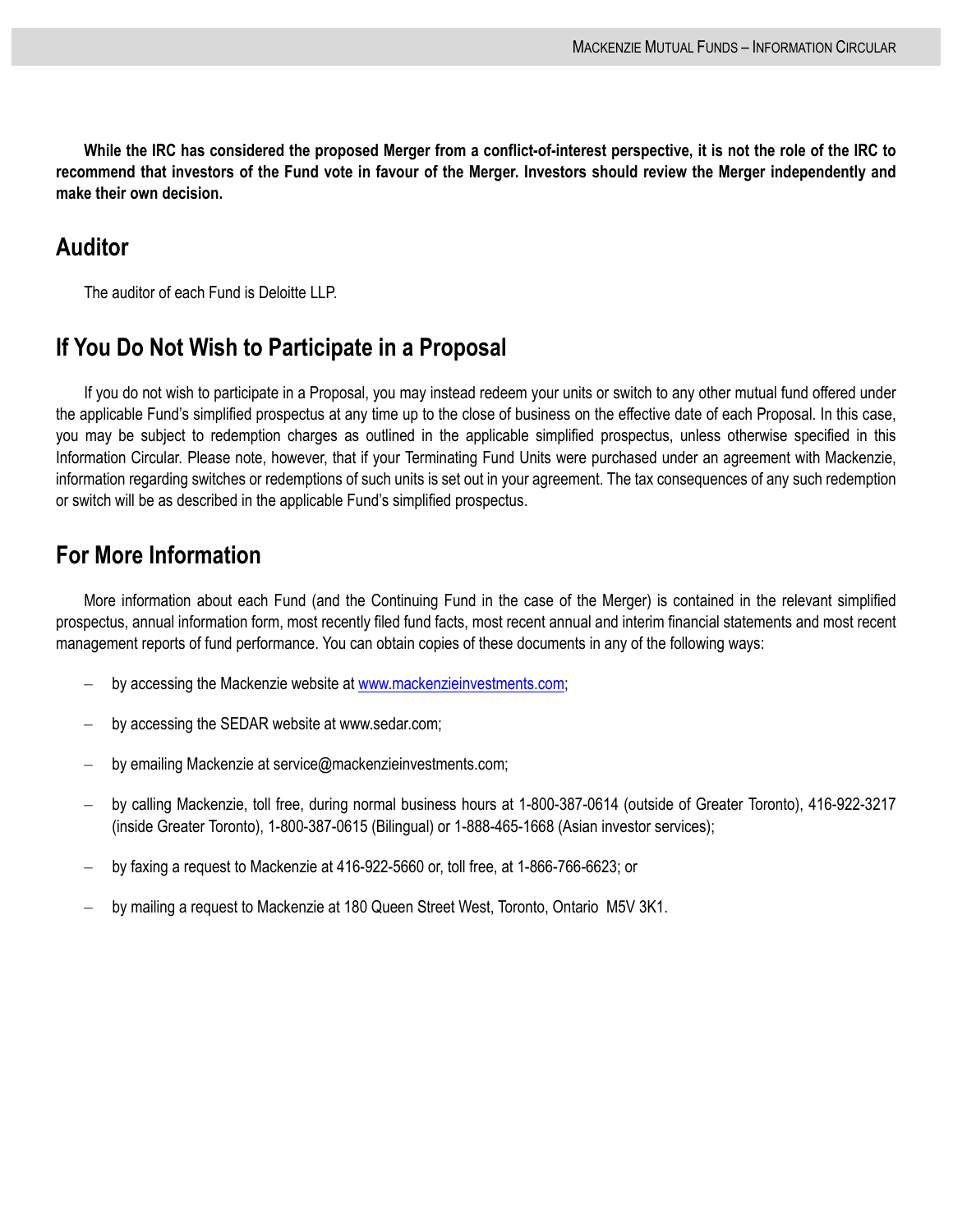**While the IRC has considered the proposed Merger from a conflict-of-interest perspective, it is not the role of the IRC to recommend that investors of the Fund vote in favour of the Merger. Investors should review the Merger independently and make their own decision.**

## Auditor

The auditor of each Fund is Deloitte LLP.

## If You Do Not Wish to Participate in a Proposal

If you do not wish to participate in a Proposal, you may instead redeem your units or switch to any other mutual fund offered under the applicable Fund's simplified prospectus at any time up to the close of business on the effective date of each Proposal. In this case, you may be subject to redemption charges as outlined in the applicable simplified prospectus, unless otherwise specified in this Information Circular. Please note, however, that if your Terminating Fund Units were purchased under an agreement with Mackenzie, information regarding switches or redemptions of such units is set out in your agreement. The tax consequences of any such redemption or switch will be as described in the applicable Fund's simplified prospectus.

## For More Information

More information about each Fund (and the Continuing Fund in the case of the Merger) is contained in the relevant simplified prospectus, annual information form, most recently filed fund facts, most recent annual and interim financial statements and most recent management reports of fund performance. You can obtain copies of these documents in any of the following ways:

- by accessing the Mackenzie website at www.mackenzieinvestments.com;
- by accessing the SEDAR website at www.sedar.com;
- by emailing Mackenzie at service@mackenzieinvestments.com;
- by calling Mackenzie, toll free, during normal business hours at 1-800-387-0614 (outside of Greater Toronto), 416-922-3217 (inside Greater Toronto), 1-800-387-0615 (Bilingual) or 1-888-465-1668 (Asian investor services);
- by faxing a request to Mackenzie at 416-922-5660 or, toll free, at 1-866-766-6623; or
- by mailing a request to Mackenzie at 180 Queen Street West, Toronto, Ontario M5V 3K1.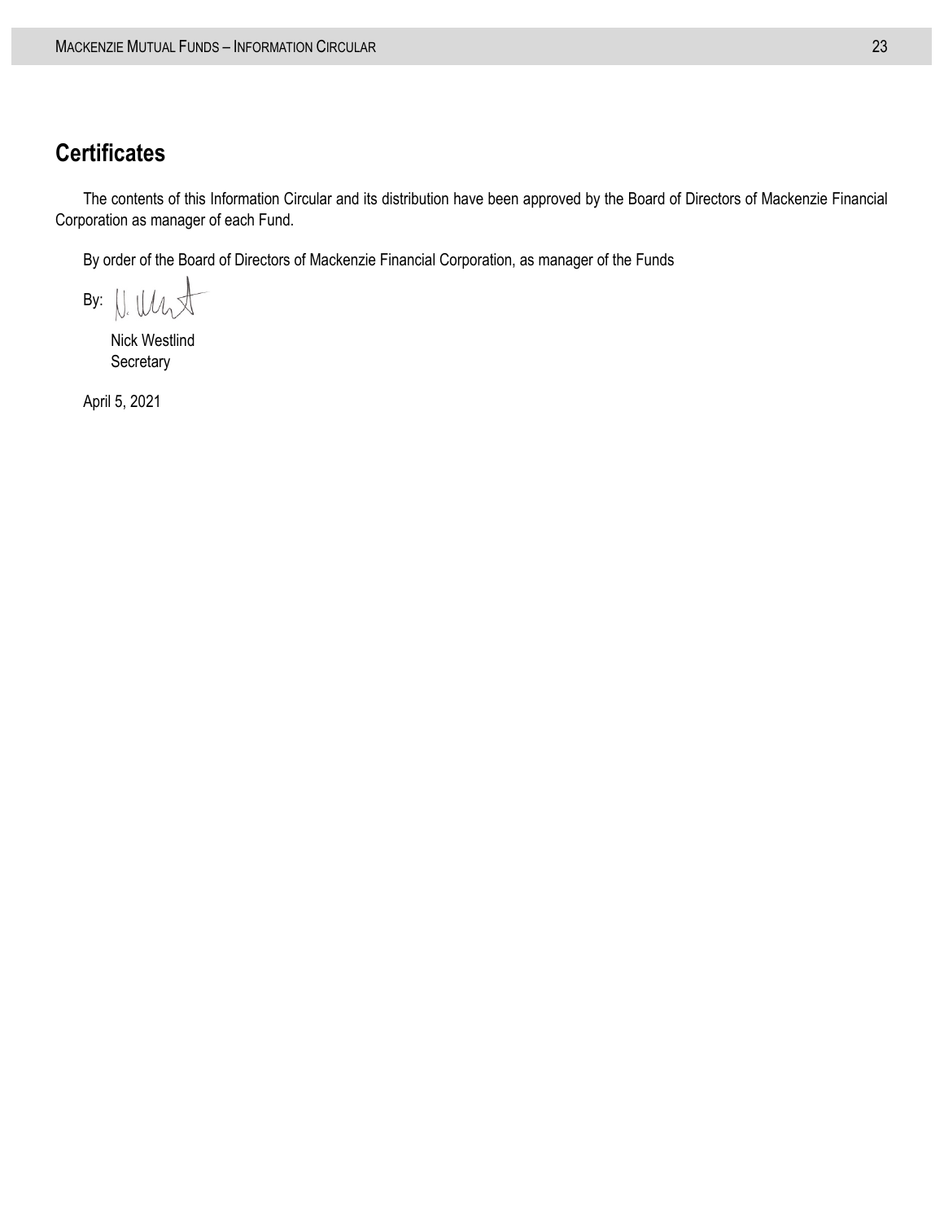## Certificates

The contents of this Information Circular and its distribution have been approved by the Board of Directors of Mackenzie Financial Corporation as manager of each Fund.

By order of the Board of Directors of Mackenzie Financial Corporation, as manager of the Funds

By:

Nick Westlind
Secretary

April 5, 2021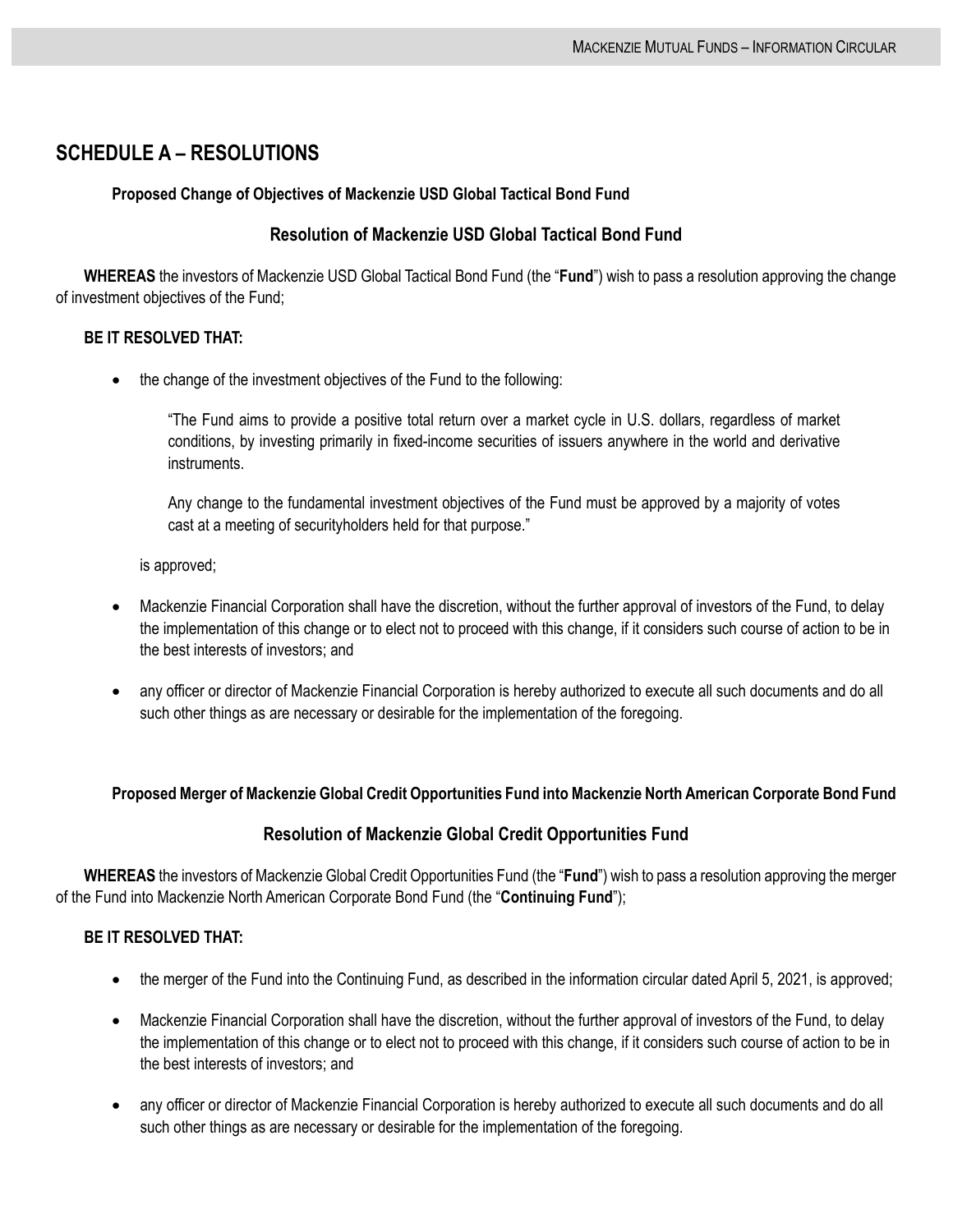# SCHEDULE A – RESOLUTIONS

**Proposed Change of Objectives of Mackenzie USD Global Tactical Bond Fund**

## Resolution of Mackenzie USD Global Tactical Bond Fund

**WHEREAS** the investors of Mackenzie USD Global Tactical Bond Fund (the "**Fund**") wish to pass a resolution approving the change of investment objectives of the Fund;

**BE IT RESOLVED THAT:**

- the change of the investment objectives of the Fund to the following:

  > "The Fund aims to provide a positive total return over a market cycle in U.S. dollars, regardless of market conditions, by investing primarily in fixed-income securities of issuers anywhere in the world and derivative instruments.
  >
  > Any change to the fundamental investment objectives of the Fund must be approved by a majority of votes cast at a meeting of securityholders held for that purpose."

  is approved;

- Mackenzie Financial Corporation shall have the discretion, without the further approval of investors of the Fund, to delay the implementation of this change or to elect not to proceed with this change, if it considers such course of action to be in the best interests of investors; and
- any officer or director of Mackenzie Financial Corporation is hereby authorized to execute all such documents and do all such other things as are necessary or desirable for the implementation of the foregoing.

**Proposed Merger of Mackenzie Global Credit Opportunities Fund into Mackenzie North American Corporate Bond Fund**

## Resolution of Mackenzie Global Credit Opportunities Fund

**WHEREAS** the investors of Mackenzie Global Credit Opportunities Fund (the "**Fund**") wish to pass a resolution approving the merger of the Fund into Mackenzie North American Corporate Bond Fund (the "**Continuing Fund**");

**BE IT RESOLVED THAT:**

- the merger of the Fund into the Continuing Fund, as described in the information circular dated April 5, 2021, is approved;
- Mackenzie Financial Corporation shall have the discretion, without the further approval of investors of the Fund, to delay the implementation of this change or to elect not to proceed with this change, if it considers such course of action to be in the best interests of investors; and
- any officer or director of Mackenzie Financial Corporation is hereby authorized to execute all such documents and do all such other things as are necessary or desirable for the implementation of the foregoing.